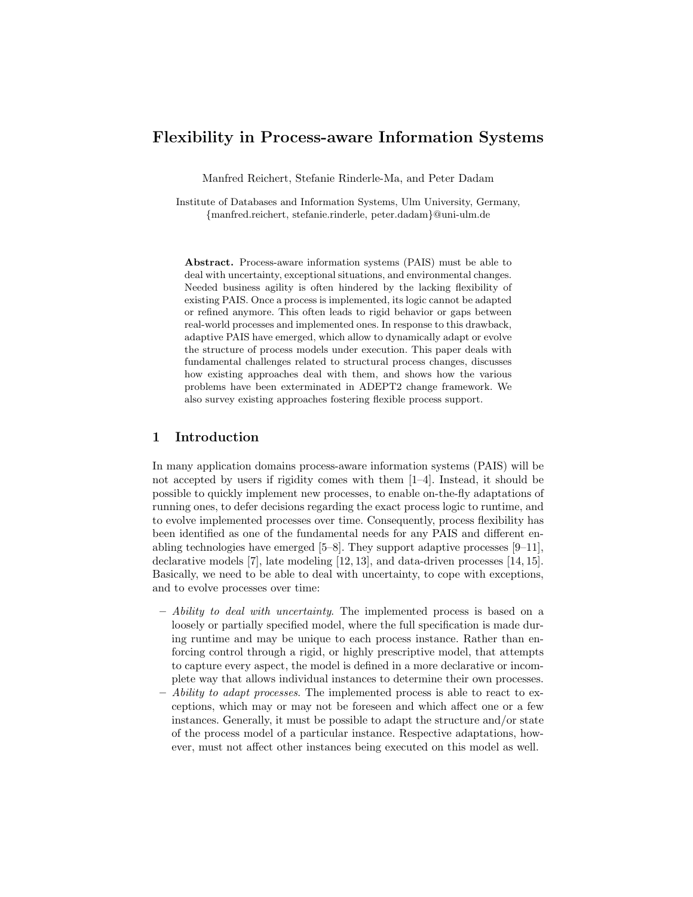# Flexibility in Process-aware Information Systems

Manfred Reichert, Stefanie Rinderle-Ma, and Peter Dadam

Institute of Databases and Information Systems, Ulm University, Germany,
{manfred.reichert, stefanie.rinderle, peter.dadam}@uni-ulm.de

**Abstract.** Process-aware information systems (PAIS) must be able to deal with uncertainty, exceptional situations, and environmental changes. Needed business agility is often hindered by the lacking flexibility of existing PAIS. Once a process is implemented, its logic cannot be adapted or refined anymore. This often leads to rigid behavior or gaps between real-world processes and implemented ones. In response to this drawback, adaptive PAIS have emerged, which allow to dynamically adapt or evolve the structure of process models under execution. This paper deals with fundamental challenges related to structural process changes, discusses how existing approaches deal with them, and shows how the various problems have been exterminated in ADEPT2 change framework. We also survey existing approaches fostering flexible process support.

## 1 Introduction

In many application domains process-aware information systems (PAIS) will be not accepted by users if rigidity comes with them [1–4]. Instead, it should be possible to quickly implement new processes, to enable on-the-fly adaptations of running ones, to defer decisions regarding the exact process logic to runtime, and to evolve implemented processes over time. Consequently, process flexibility has been identified as one of the fundamental needs for any PAIS and different enabling technologies have emerged [5–8]. They support adaptive processes [9–11], declarative models [7], late modeling [12, 13], and data-driven processes [14, 15]. Basically, we need to be able to deal with uncertainty, to cope with exceptions, and to evolve processes over time:

- *Ability to deal with uncertainty*. The implemented process is based on a loosely or partially specified model, where the full specification is made during runtime and may be unique to each process instance. Rather than enforcing control through a rigid, or highly prescriptive model, that attempts to capture every aspect, the model is defined in a more declarative or incomplete way that allows individual instances to determine their own processes.
- *Ability to adapt processes*. The implemented process is able to react to exceptions, which may or may not be foreseen and which affect one or a few instances. Generally, it must be possible to adapt the structure and/or state of the process model of a particular instance. Respective adaptations, however, must not affect other instances being executed on this model as well.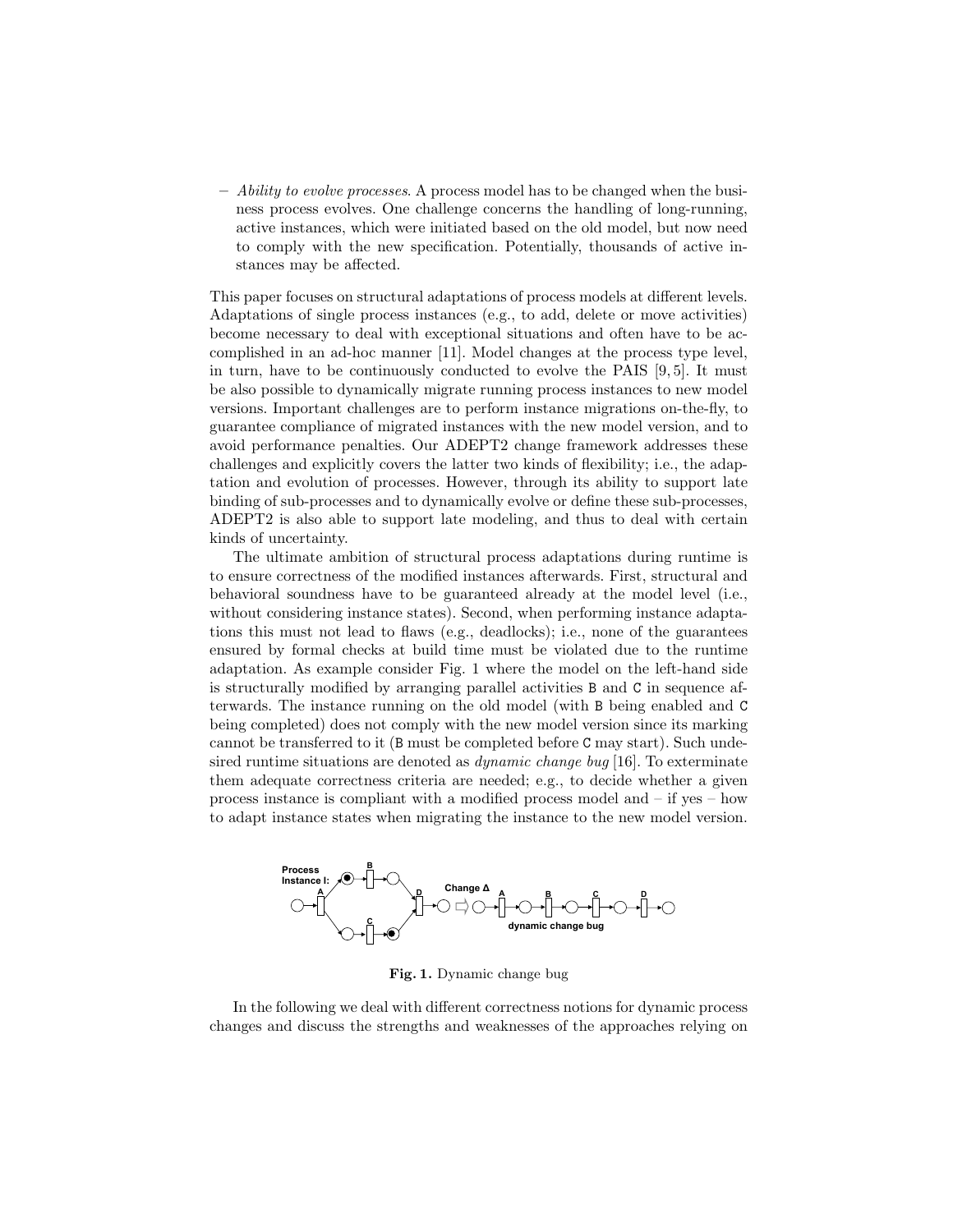– *Ability to evolve processes*. A process model has to be changed when the business process evolves. One challenge concerns the handling of long-running, active instances, which were initiated based on the old model, but now need to comply with the new specification. Potentially, thousands of active instances may be affected.

This paper focuses on structural adaptations of process models at different levels. Adaptations of single process instances (e.g., to add, delete or move activities) become necessary to deal with exceptional situations and often have to be accomplished in an ad-hoc manner [11]. Model changes at the process type level, in turn, have to be continuously conducted to evolve the PAIS [9, 5]. It must be also possible to dynamically migrate running process instances to new model versions. Important challenges are to perform instance migrations on-the-fly, to guarantee compliance of migrated instances with the new model version, and to avoid performance penalties. Our ADEPT2 change framework addresses these challenges and explicitly covers the latter two kinds of flexibility; i.e., the adaptation and evolution of processes. However, through its ability to support late binding of sub-processes and to dynamically evolve or define these sub-processes, ADEPT2 is also able to support late modeling, and thus to deal with certain kinds of uncertainty.

The ultimate ambition of structural process adaptations during runtime is to ensure correctness of the modified instances afterwards. First, structural and behavioral soundness have to be guaranteed already at the model level (i.e., without considering instance states). Second, when performing instance adaptations this must not lead to flaws (e.g., deadlocks); i.e., none of the guarantees ensured by formal checks at build time must be violated due to the runtime adaptation. As example consider Fig. 1 where the model on the left-hand side is structurally modified by arranging parallel activities `B` and `C` in sequence afterwards. The instance running on the old model (with `B` being enabled and `C` being completed) does not comply with the new model version since its marking cannot be transferred to it (`B` must be completed before `C` may start). Such undesired runtime situations are denoted as *dynamic change bug* [16]. To exterminate them adequate correctness criteria are needed; e.g., to decide whether a given process instance is compliant with a modified process model and – if yes – how to adapt instance states when migrating the instance to the new model version.

Process Instance I:
A
B
C
D
Change Δ
A
B
C
D
dynamic change bug

**Fig. 1.** Dynamic change bug

In the following we deal with different correctness notions for dynamic process changes and discuss the strengths and weaknesses of the approaches relying on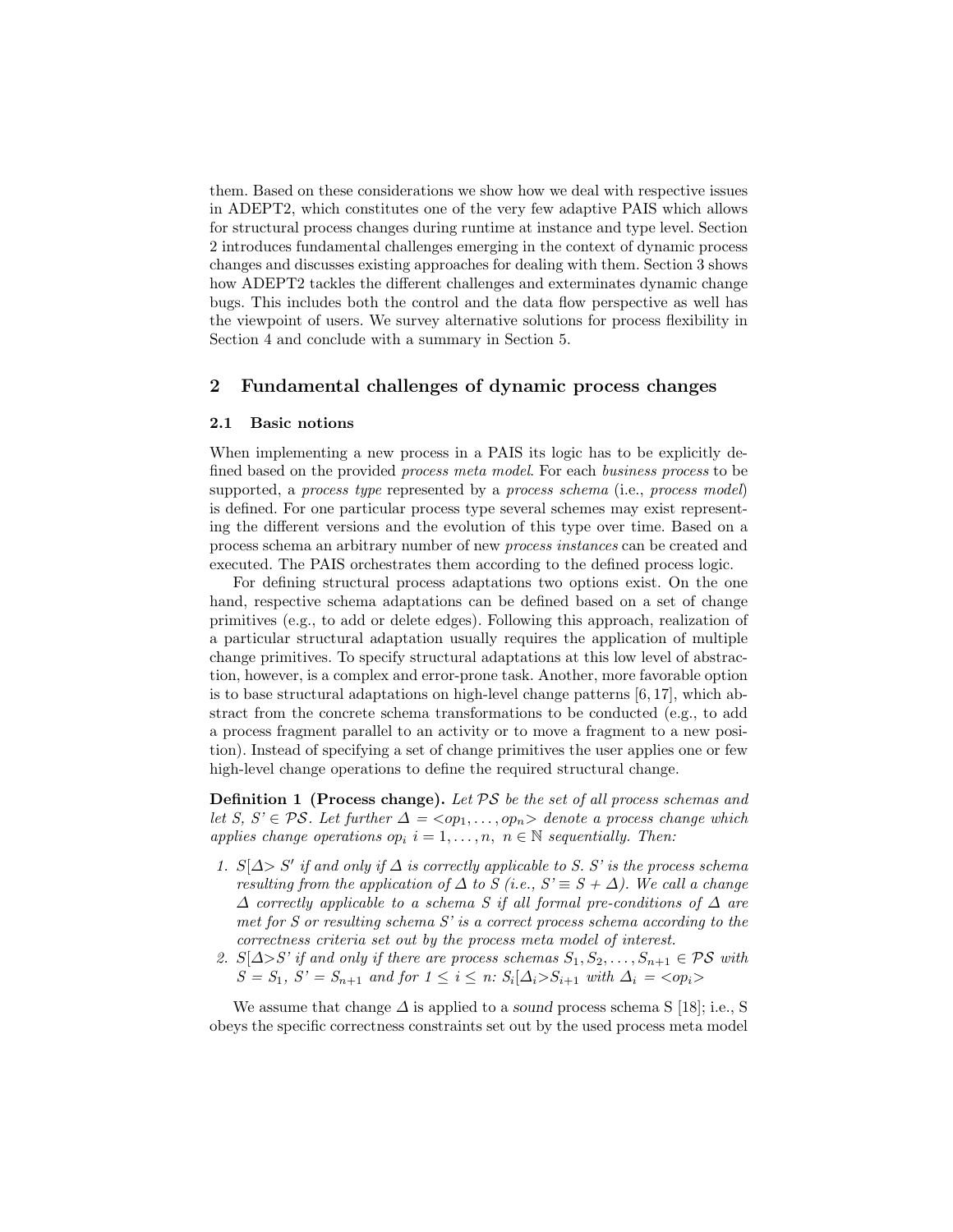them. Based on these considerations we show how we deal with respective issues in ADEPT2, which constitutes one of the very few adaptive PAIS which allows for structural process changes during runtime at instance and type level. Section 2 introduces fundamental challenges emerging in the context of dynamic process changes and discusses existing approaches for dealing with them. Section 3 shows how ADEPT2 tackles the different challenges and exterminates dynamic change bugs. This includes both the control and the data flow perspective as well has the viewpoint of users. We survey alternative solutions for process flexibility in Section 4 and conclude with a summary in Section 5.

## 2 Fundamental challenges of dynamic process changes

### 2.1 Basic notions

When implementing a new process in a PAIS its logic has to be explicitly defined based on the provided *process meta model*. For each *business process* to be supported, a *process type* represented by a *process schema* (i.e., *process model*) is defined. For one particular process type several schemes may exist representing the different versions and the evolution of this type over time. Based on a process schema an arbitrary number of new *process instances* can be created and executed. The PAIS orchestrates them according to the defined process logic.

For defining structural process adaptations two options exist. On the one hand, respective schema adaptations can be defined based on a set of change primitives (e.g., to add or delete edges). Following this approach, realization of a particular structural adaptation usually requires the application of multiple change primitives. To specify structural adaptations at this low level of abstraction, however, is a complex and error-prone task. Another, more favorable option is to base structural adaptations on high-level change patterns [6, 17], which abstract from the concrete schema transformations to be conducted (e.g., to add a process fragment parallel to an activity or to move a fragment to a new position). Instead of specifying a set of change primitives the user applies one or few high-level change operations to define the required structural change.

**Definition 1 (Process change).** *Let $\mathcal{PS}$ be the set of all process schemas and let S, S' $\in \mathcal{PS}$. Let further $\Delta = <op_1, \ldots, op_n>$ denote a process change which applies change operations $op_i$ $i = 1, \ldots, n$, $n \in \mathbb{N}$ sequentially. Then:*

1. *S[$\Delta$> $S'$ if and only if $\Delta$ is correctly applicable to S. S' is the process schema resulting from the application of $\Delta$ to S (i.e., S' $\equiv$ S + $\Delta$). We call a change $\Delta$ correctly applicable to a schema S if all formal pre-conditions of $\Delta$ are met for S or resulting schema S' is a correct process schema according to the correctness criteria set out by the process meta model of interest.*
2. *S[$\Delta$>S' if and only if there are process schemas $S_1, S_2, \ldots, S_{n+1} \in \mathcal{PS}$ with $S = S_1$, S' = $S_{n+1}$ and for $1 \leq i \leq n$: $S_i[\Delta_i>S_{i+1}$ with $\Delta_i$ = $<op_i>$*

We assume that change $\Delta$ is applied to a *sound* process schema S [18]; i.e., S obeys the specific correctness constraints set out by the used process meta model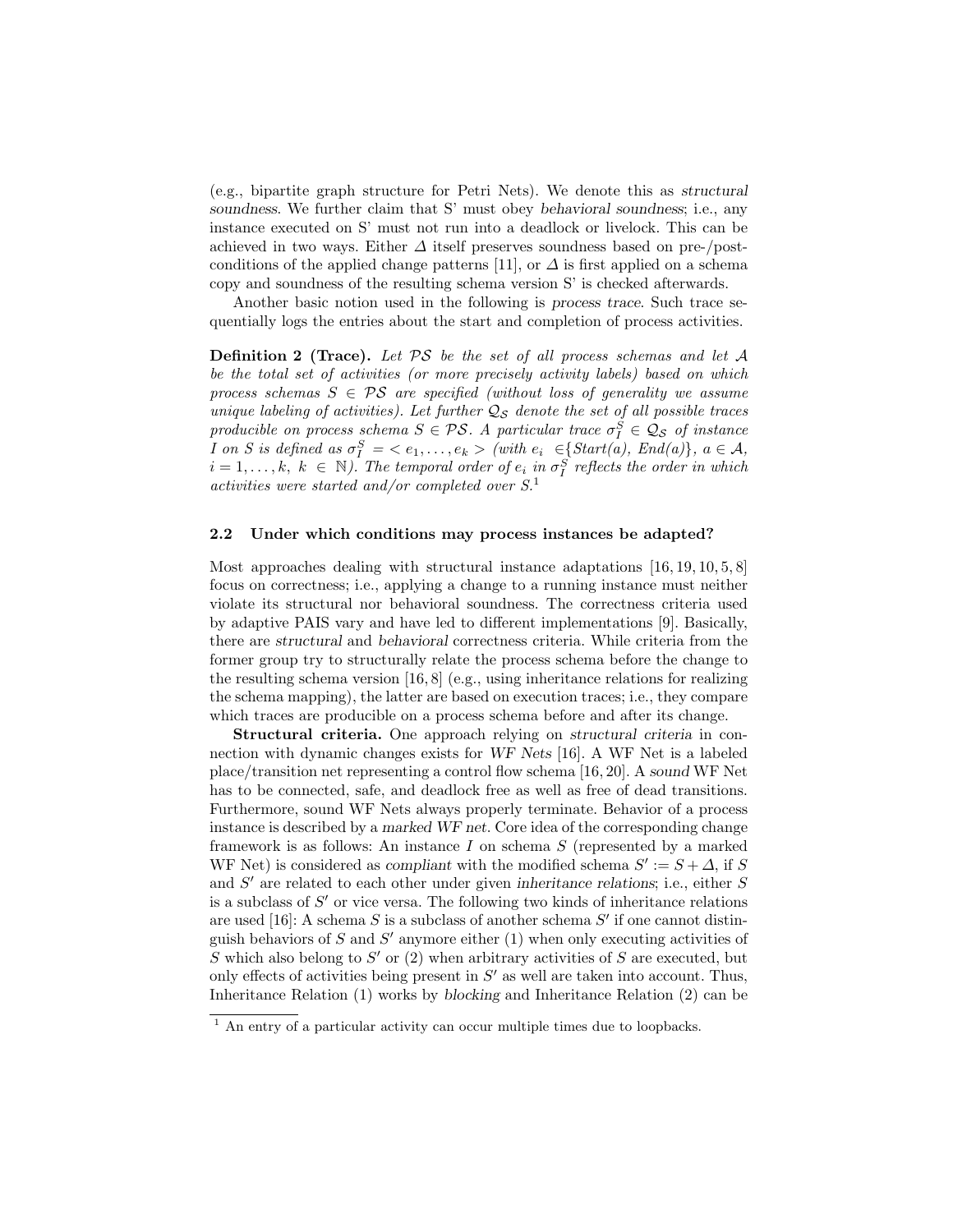(e.g., bipartite graph structure for Petri Nets). We denote this as *structural soundness*. We further claim that S' must obey *behavioral soundness*; i.e., any instance executed on S' must not run into a deadlock or livelock. This can be achieved in two ways. Either $\Delta$ itself preserves soundness based on pre-/post-conditions of the applied change patterns [11], or $\Delta$ is first applied on a schema copy and soundness of the resulting schema version S' is checked afterwards.

Another basic notion used in the following is *process trace*. Such trace sequentially logs the entries about the start and completion of process activities.

**Definition 2 (Trace).** *Let $\mathcal{PS}$ be the set of all process schemas and let $\mathcal{A}$ be the total set of activities (or more precisely activity labels) based on which process schemas $S \in \mathcal{PS}$ are specified (without loss of generality we assume unique labeling of activities). Let further $\mathcal{Q_S}$ denote the set of all possible traces producible on process schema $S \in \mathcal{PS}$. A particular trace $\sigma_I^S \in \mathcal{Q_S}$ of instance I on S is defined as $\sigma_I^S = < e_1, \ldots, e_k >$ (with $e_i \in \{Start(a), End(a)\}$, $a \in \mathcal{A}$, $i = 1, \ldots, k$, $k \in \mathbb{N}$). The temporal order of $e_i$ in $\sigma_I^S$ reflects the order in which activities were started and/or completed over S.*[1]

### 2.2 Under which conditions may process instances be adapted?

Most approaches dealing with structural instance adaptations [16, 19, 10, 5, 8] focus on correctness; i.e., applying a change to a running instance must neither violate its structural nor behavioral soundness. The correctness criteria used by adaptive PAIS vary and have led to different implementations [9]. Basically, there are *structural* and *behavioral* correctness criteria. While criteria from the former group try to structurally relate the process schema before the change to the resulting schema version [16, 8] (e.g., using inheritance relations for realizing the schema mapping), the latter are based on execution traces; i.e., they compare which traces are producible on a process schema before and after its change.

**Structural criteria.** One approach relying on *structural criteria* in connection with dynamic changes exists for *WF Nets* [16]. A WF Net is a labeled place/transition net representing a control flow schema [16, 20]. A *sound* WF Net has to be connected, safe, and deadlock free as well as free of dead transitions. Furthermore, sound WF Nets always properly terminate. Behavior of a process instance is described by a *marked WF net*. Core idea of the corresponding change framework is as follows: An instance $I$ on schema $S$ (represented by a marked WF Net) is considered as *compliant* with the modified schema $S' := S + \Delta$, if $S$ and $S'$ are related to each other under given *inheritance relations*; i.e., either $S$ is a subclass of $S'$ or vice versa. The following two kinds of inheritance relations are used [16]: A schema $S$ is a subclass of another schema $S'$ if one cannot distinguish behaviors of $S$ and $S'$ anymore either (1) when only executing activities of $S$ which also belong to $S'$ or (2) when arbitrary activities of $S$ are executed, but only effects of activities being present in $S'$ as well are taken into account. Thus, Inheritance Relation (1) works by *blocking* and Inheritance Relation (2) can be

[1] An entry of a particular activity can occur multiple times due to loopbacks.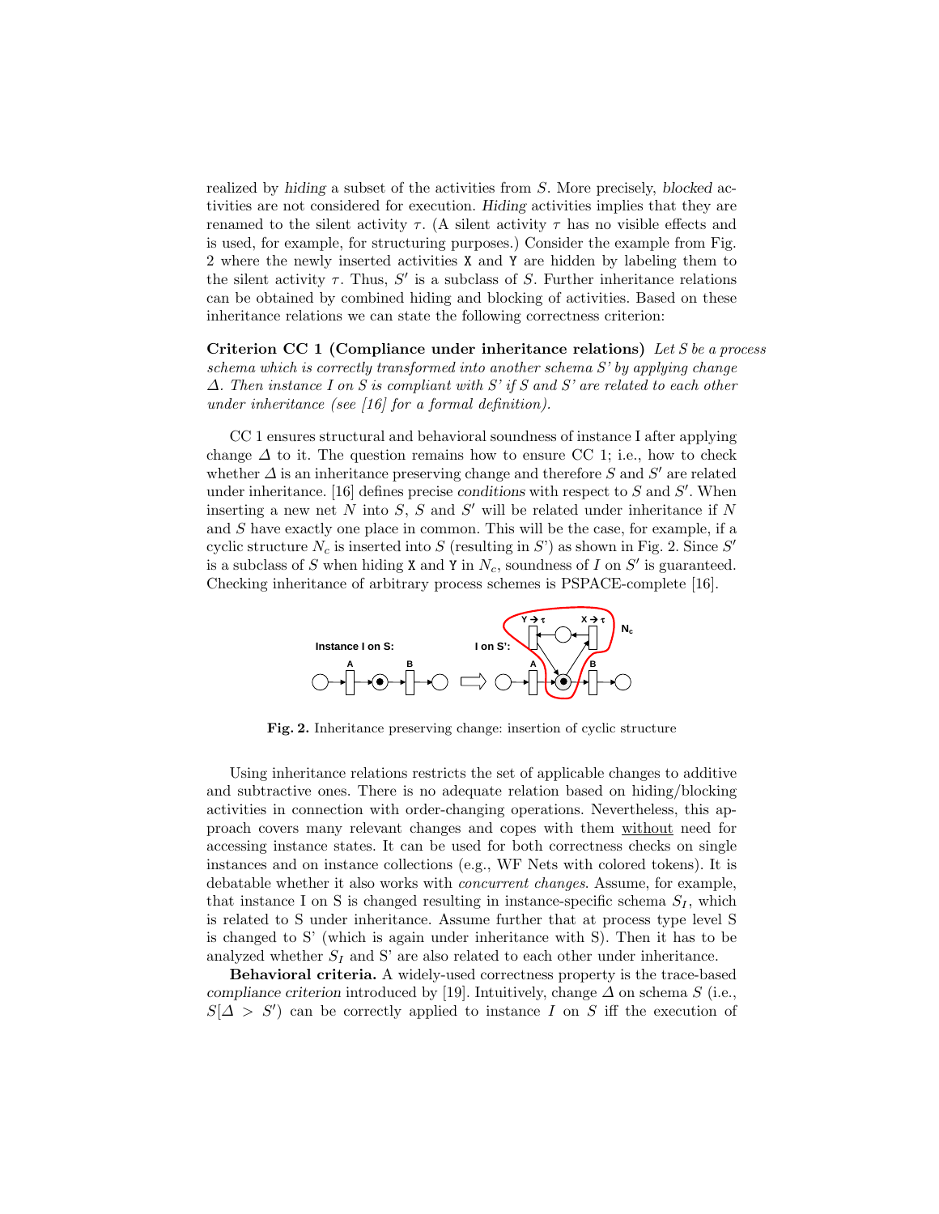realized by *hiding* a subset of the activities from $S$. More precisely, *blocked* activities are not considered for execution. *Hiding* activities implies that they are renamed to the silent activity $\tau$. (A silent activity $\tau$ has no visible effects and is used, for example, for structuring purposes.) Consider the example from Fig. 2 where the newly inserted activities X and Y are hidden by labeling them to the silent activity $\tau$. Thus, $S'$ is a subclass of $S$. Further inheritance relations can be obtained by combined hiding and blocking of activities. Based on these inheritance relations we can state the following correctness criterion:

**Criterion CC 1 (Compliance under inheritance relations)** *Let $S$ be a process schema which is correctly transformed into another schema S' by applying change $\Delta$. Then instance $I$ on $S$ is compliant with S' if $S$ and S' are related to each other under inheritance (see [16] for a formal definition).*

CC 1 ensures structural and behavioral soundness of instance I after applying change $\Delta$ to it. The question remains how to ensure CC 1; i.e., how to check whether $\Delta$ is an inheritance preserving change and therefore $S$ and $S'$ are related under inheritance. [16] defines precise *conditions* with respect to $S$ and $S'$. When inserting a new net $N$ into $S$, $S$ and $S'$ will be related under inheritance if $N$ and $S$ have exactly one place in common. This will be the case, for example, if a cyclic structure $N_c$ is inserted into $S$ (resulting in $S'$) as shown in Fig. 2. Since $S'$ is a subclass of $S$ when hiding X and Y in $N_c$, soundness of $I$ on $S'$ is guaranteed. Checking inheritance of arbitrary process schemes is PSPACE-complete [16].

**Fig. 2.** Inheritance preserving change: insertion of cyclic structure

Using inheritance relations restricts the set of applicable changes to additive and subtractive ones. There is no adequate relation based on hiding/blocking activities in connection with order-changing operations. Nevertheless, this approach covers many relevant changes and copes with them without need for accessing instance states. It can be used for both correctness checks on single instances and on instance collections (e.g., WF Nets with colored tokens). It is debatable whether it also works with *concurrent changes*. Assume, for example, that instance I on S is changed resulting in instance-specific schema $S_I$, which is related to S under inheritance. Assume further that at process type level S is changed to S' (which is again under inheritance with S). Then it has to be analyzed whether $S_I$ and S' are also related to each other under inheritance.

**Behavioral criteria.** A widely-used correctness property is the trace-based *compliance criterion* introduced by [19]. Intuitively, change $\Delta$ on schema $S$ (i.e., $S[\Delta > S')$ can be correctly applied to instance $I$ on $S$ iff the execution of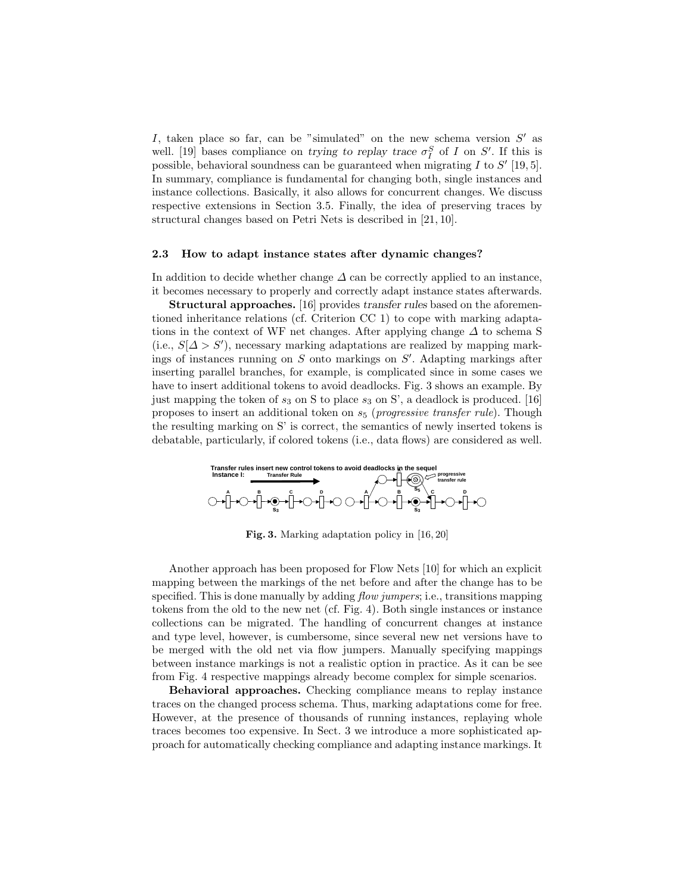$I$, taken place so far, can be "simulated" on the new schema version $S'$ as well. [19] bases compliance on *trying to replay trace* $\sigma_I^S$ of $I$ on $S'$. If this is possible, behavioral soundness can be guaranteed when migrating $I$ to $S'$ [19, 5]. In summary, compliance is fundamental for changing both, single instances and instance collections. Basically, it also allows for concurrent changes. We discuss respective extensions in Section 3.5. Finally, the idea of preserving traces by structural changes based on Petri Nets is described in [21, 10].

### 2.3 How to adapt instance states after dynamic changes?

In addition to decide whether change $\Delta$ can be correctly applied to an instance, it becomes necessary to properly and correctly adapt instance states afterwards.

**Structural approaches.** [16] provides *transfer rules* based on the aforementioned inheritance relations (cf. Criterion CC 1) to cope with marking adaptations in the context of WF net changes. After applying change $\Delta$ to schema S (i.e., $S[\Delta > S')$, necessary marking adaptations are realized by mapping markings of instances running on $S$ onto markings on $S'$. Adapting markings after inserting parallel branches, for example, is complicated since in some cases we have to insert additional tokens to avoid deadlocks. Fig. 3 shows an example. By just mapping the token of $s_3$ on S to place $s_3$ on S', a deadlock is produced. [16] proposes to insert an additional token on $s_5$ (*progressive transfer rule*). Though the resulting marking on S' is correct, the semantics of newly inserted tokens is debatable, particularly, if colored tokens (i.e., data flows) are considered as well.

**Fig. 3.** Marking adaptation policy in [16, 20]

Another approach has been proposed for Flow Nets [10] for which an explicit mapping between the markings of the net before and after the change has to be specified. This is done manually by adding *flow jumpers*; i.e., transitions mapping tokens from the old to the new net (cf. Fig. 4). Both single instances or instance collections can be migrated. The handling of concurrent changes at instance and type level, however, is cumbersome, since several new net versions have to be merged with the old net via flow jumpers. Manually specifying mappings between instance markings is not a realistic option in practice. As it can be see from Fig. 4 respective mappings already become complex for simple scenarios.

**Behavioral approaches.** Checking compliance means to replay instance traces on the changed process schema. Thus, marking adaptations come for free. However, at the presence of thousands of running instances, replaying whole traces becomes too expensive. In Sect. 3 we introduce a more sophisticated approach for automatically checking compliance and adapting instance markings. It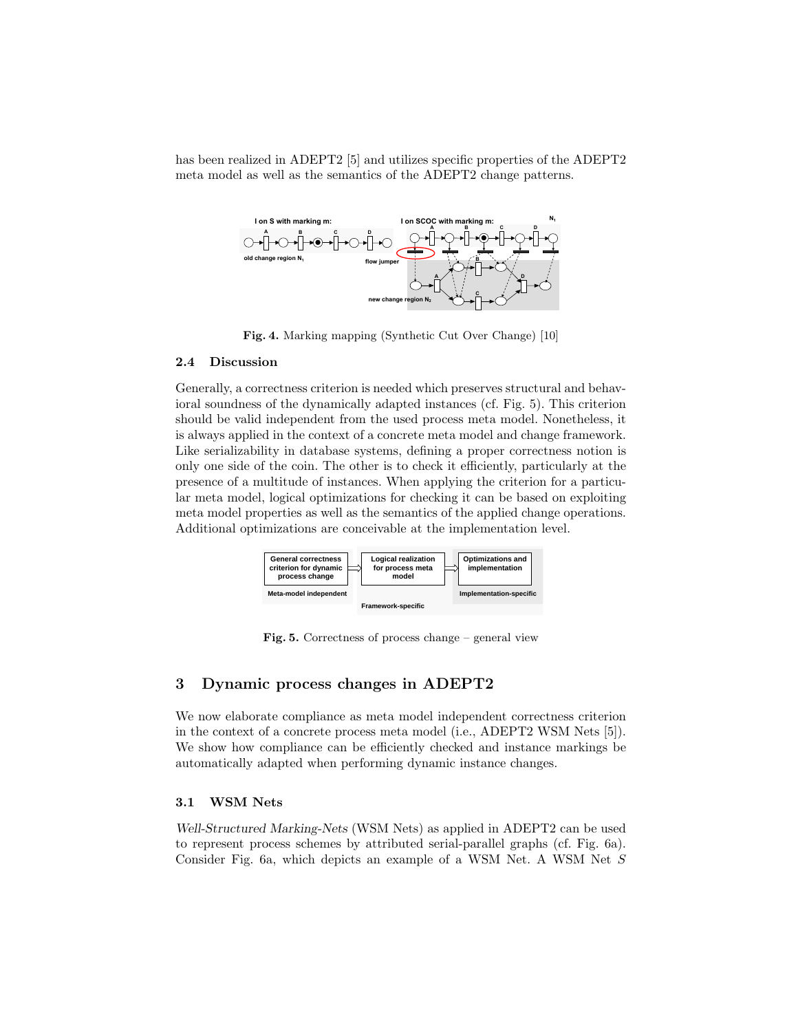has been realized in ADEPT2 [5] and utilizes specific properties of the ADEPT2 meta model as well as the semantics of the ADEPT2 change patterns.

**Fig. 4.** Marking mapping (Synthetic Cut Over Change) [10]

### 2.4 Discussion

Generally, a correctness criterion is needed which preserves structural and behavioral soundness of the dynamically adapted instances (cf. Fig. 5). This criterion should be valid independent from the used process meta model. Nonetheless, it is always applied in the context of a concrete meta model and change framework. Like serializability in database systems, defining a proper correctness notion is only one side of the coin. The other is to check it efficiently, particularly at the presence of a multitude of instances. When applying the criterion for a particular meta model, logical optimizations for checking it can be based on exploiting meta model properties as well as the semantics of the applied change operations. Additional optimizations are conceivable at the implementation level.

**Fig. 5.** Correctness of process change – general view

## 3 Dynamic process changes in ADEPT2

We now elaborate compliance as meta model independent correctness criterion in the context of a concrete process meta model (i.e., ADEPT2 WSM Nets [5]). We show how compliance can be efficiently checked and instance markings be automatically adapted when performing dynamic instance changes.

### 3.1 WSM Nets

*Well-Structured Marking-Nets* (WSM Nets) as applied in ADEPT2 can be used to represent process schemes by attributed serial-parallel graphs (cf. Fig. 6a). Consider Fig. 6a, which depicts an example of a WSM Net. A WSM Net $S$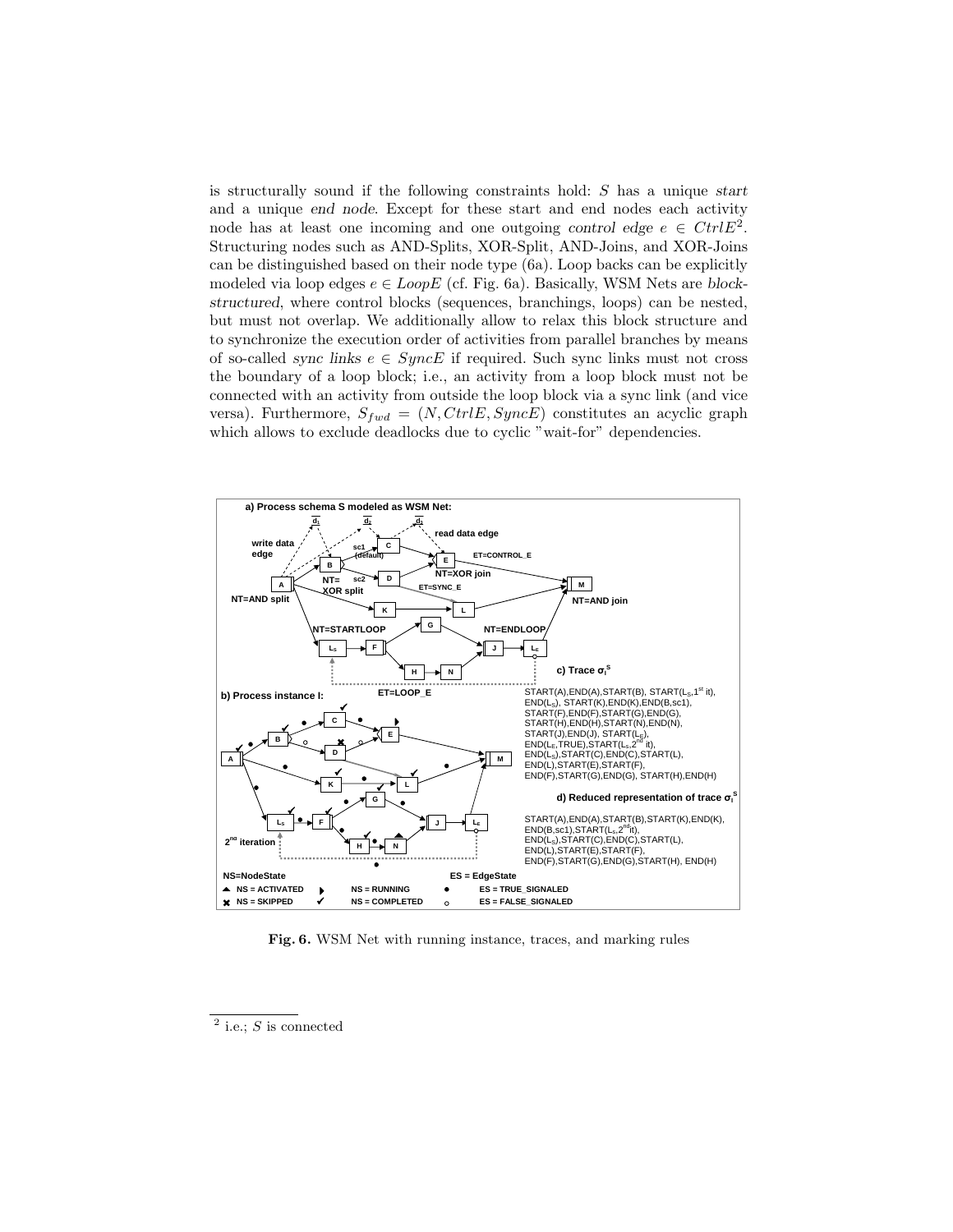is structurally sound if the following constraints hold: $S$ has a unique *start* and a unique *end node*. Except for these start and end nodes each activity node has at least one incoming and one outgoing *control edge* $e \in CtrlE$[2]. Structuring nodes such as AND-Splits, XOR-Split, AND-Joins, and XOR-Joins can be distinguished based on their node type (6a). Loop backs can be explicitly modeled via loop edges $e \in LoopE$ (cf. Fig. 6a). Basically, WSM Nets are *block-structured*, where control blocks (sequences, branchings, loops) can be nested, but must not overlap. We additionally allow to relax this block structure and to synchronize the execution order of activities from parallel branches by means of so-called *sync links* $e \in SyncE$ if required. Such sync links must not cross the boundary of a loop block; i.e., an activity from a loop block must not be connected with an activity from outside the loop block via a sync link (and vice versa). Furthermore, $S_{fwd} = (N, CtrlE, SyncE)$ constitutes an acyclic graph which allows to exclude deadlocks due to cyclic "wait-for" dependencies.

**Fig. 6.** WSM Net with running instance, traces, and marking rules

[2] i.e.; $S$ is connected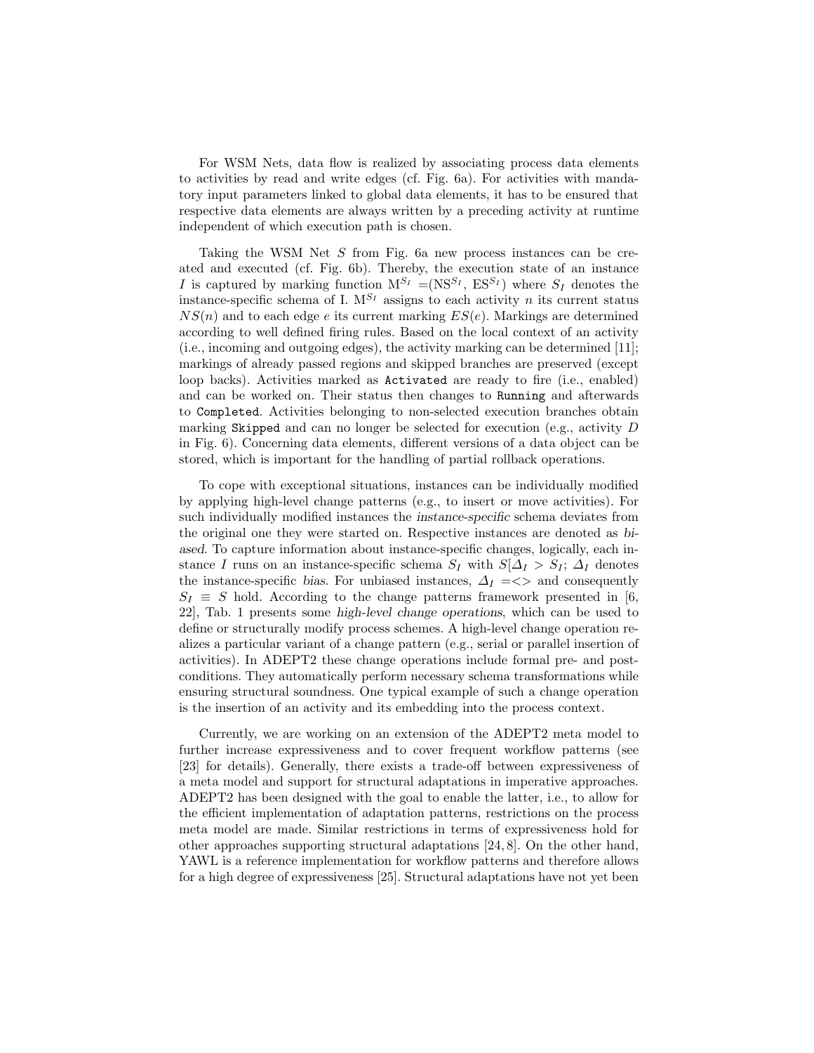For WSM Nets, data flow is realized by associating process data elements to activities by read and write edges (cf. Fig. 6a). For activities with mandatory input parameters linked to global data elements, it has to be ensured that respective data elements are always written by a preceding activity at runtime independent of which execution path is chosen.

Taking the WSM Net $S$ from Fig. 6a new process instances can be created and executed (cf. Fig. 6b). Thereby, the execution state of an instance $I$ is captured by marking function $M^{S_I} = (NS^{S_I}, ES^{S_I})$ where $S_I$ denotes the instance-specific schema of I. $M^{S_I}$ assigns to each activity $n$ its current status $NS(n)$ and to each edge $e$ its current marking $ES(e)$. Markings are determined according to well defined firing rules. Based on the local context of an activity (i.e., incoming and outgoing edges), the activity marking can be determined [11]; markings of already passed regions and skipped branches are preserved (except loop backs). Activities marked as `Activated` are ready to fire (i.e., enabled) and can be worked on. Their status then changes to `Running` and afterwards to `Completed`. Activities belonging to non-selected execution branches obtain marking `Skipped` and can no longer be selected for execution (e.g., activity $D$ in Fig. 6). Concerning data elements, different versions of a data object can be stored, which is important for the handling of partial rollback operations.

To cope with exceptional situations, instances can be individually modified by applying high-level change patterns (e.g., to insert or move activities). For such individually modified instances the *instance-specific* schema deviates from the original one they were started on. Respective instances are denoted as *biased*. To capture information about instance-specific changes, logically, each instance $I$ runs on an instance-specific schema $S_I$ with $S[\Delta_I > S_I$; $\Delta_I$ denotes the instance-specific *bias*. For unbiased instances, $\Delta_I = <>$ and consequently $S_I \equiv S$ hold. According to the change patterns framework presented in [6, 22], Tab. 1 presents some *high-level change operations*, which can be used to define or structurally modify process schemes. A high-level change operation realizes a particular variant of a change pattern (e.g., serial or parallel insertion of activities). In ADEPT2 these change operations include formal pre- and post-conditions. They automatically perform necessary schema transformations while ensuring structural soundness. One typical example of such a change operation is the insertion of an activity and its embedding into the process context.

Currently, we are working on an extension of the ADEPT2 meta model to further increase expressiveness and to cover frequent workflow patterns (see [23] for details). Generally, there exists a trade-off between expressiveness of a meta model and support for structural adaptations in imperative approaches. ADEPT2 has been designed with the goal to enable the latter, i.e., to allow for the efficient implementation of adaptation patterns, restrictions on the process meta model are made. Similar restrictions in terms of expressiveness hold for other approaches supporting structural adaptations [24, 8]. On the other hand, YAWL is a reference implementation for workflow patterns and therefore allows for a high degree of expressiveness [25]. Structural adaptations have not yet been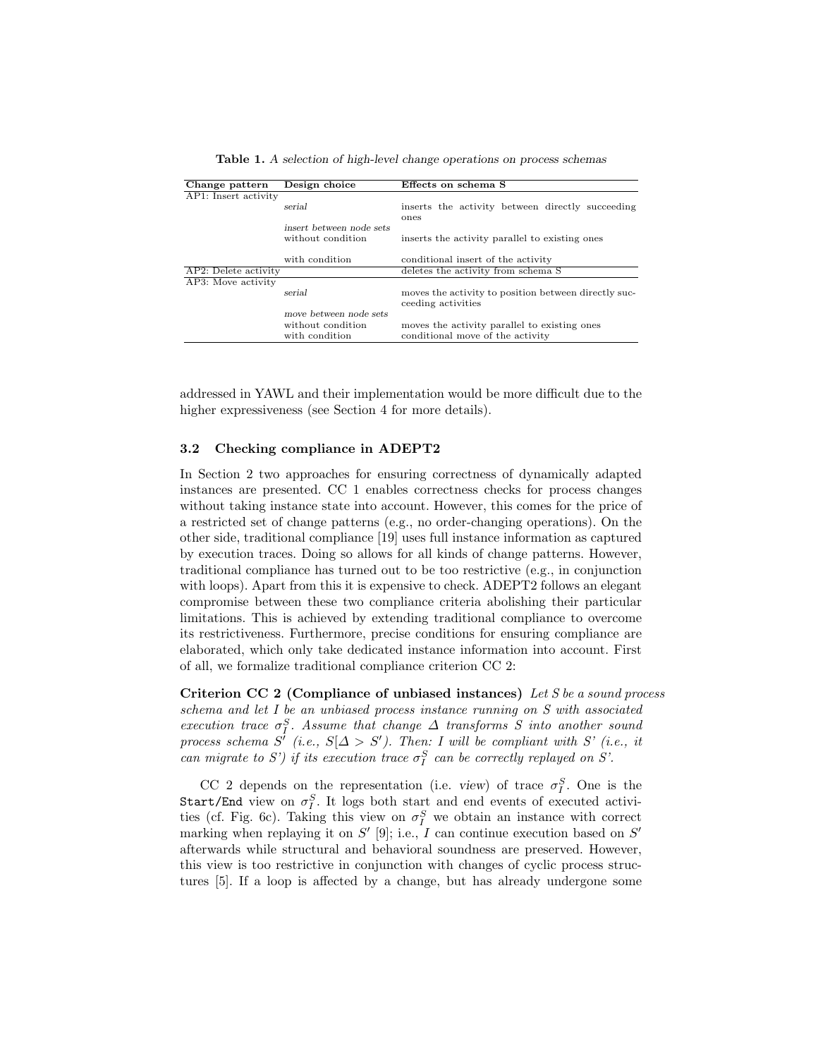**Table 1.** *A selection of high-level change operations on process schemas*

| Change pattern | Design choice | Effects on schema S |
|---|---|---|
| AP1: Insert activity | | |
| | *serial* | inserts the activity between directly succeeding ones |
| | *insert between node sets* | |
| | without condition | inserts the activity parallel to existing ones |
| | with condition | conditional insert of the activity |
| AP2: Delete activity | | deletes the activity from schema S |
| AP3: Move activity | | |
| | *serial* | moves the activity to position between directly succeeding activities |
| | *move between node sets* | |
| | without condition | moves the activity parallel to existing ones |
| | with condition | conditional move of the activity |

addressed in YAWL and their implementation would be more difficult due to the higher expressiveness (see Section 4 for more details).

### 3.2 Checking compliance in ADEPT2

In Section 2 two approaches for ensuring correctness of dynamically adapted instances are presented. CC 1 enables correctness checks for process changes without taking instance state into account. However, this comes for the price of a restricted set of change patterns (e.g., no order-changing operations). On the other side, traditional compliance [19] uses full instance information as captured by execution traces. Doing so allows for all kinds of change patterns. However, traditional compliance has turned out to be too restrictive (e.g., in conjunction with loops). Apart from this it is expensive to check. ADEPT2 follows an elegant compromise between these two compliance criteria abolishing their particular limitations. This is achieved by extending traditional compliance to overcome its restrictiveness. Furthermore, precise conditions for ensuring compliance are elaborated, which only take dedicated instance information into account. First of all, we formalize traditional compliance criterion CC 2:

**Criterion CC 2 (Compliance of unbiased instances)** *Let S be a sound process schema and let I be an unbiased process instance running on S with associated execution trace $\sigma_I^S$. Assume that change $\Delta$ transforms S into another sound process schema S' (i.e., $S[\Delta > S')$. Then: I will be compliant with S' (i.e., it can migrate to S') if its execution trace $\sigma_I^S$ can be correctly replayed on S'.*

CC 2 depends on the representation (i.e. *view*) of trace $\sigma_I^S$. One is the `Start/End` view on $\sigma_I^S$. It logs both start and end events of executed activities (cf. Fig. 6c). Taking this view on $\sigma_I^S$ we obtain an instance with correct marking when replaying it on $S'$ [9]; i.e., $I$ can continue execution based on $S'$ afterwards while structural and behavioral soundness are preserved. However, this view is too restrictive in conjunction with changes of cyclic process structures [5]. If a loop is affected by a change, but has already undergone some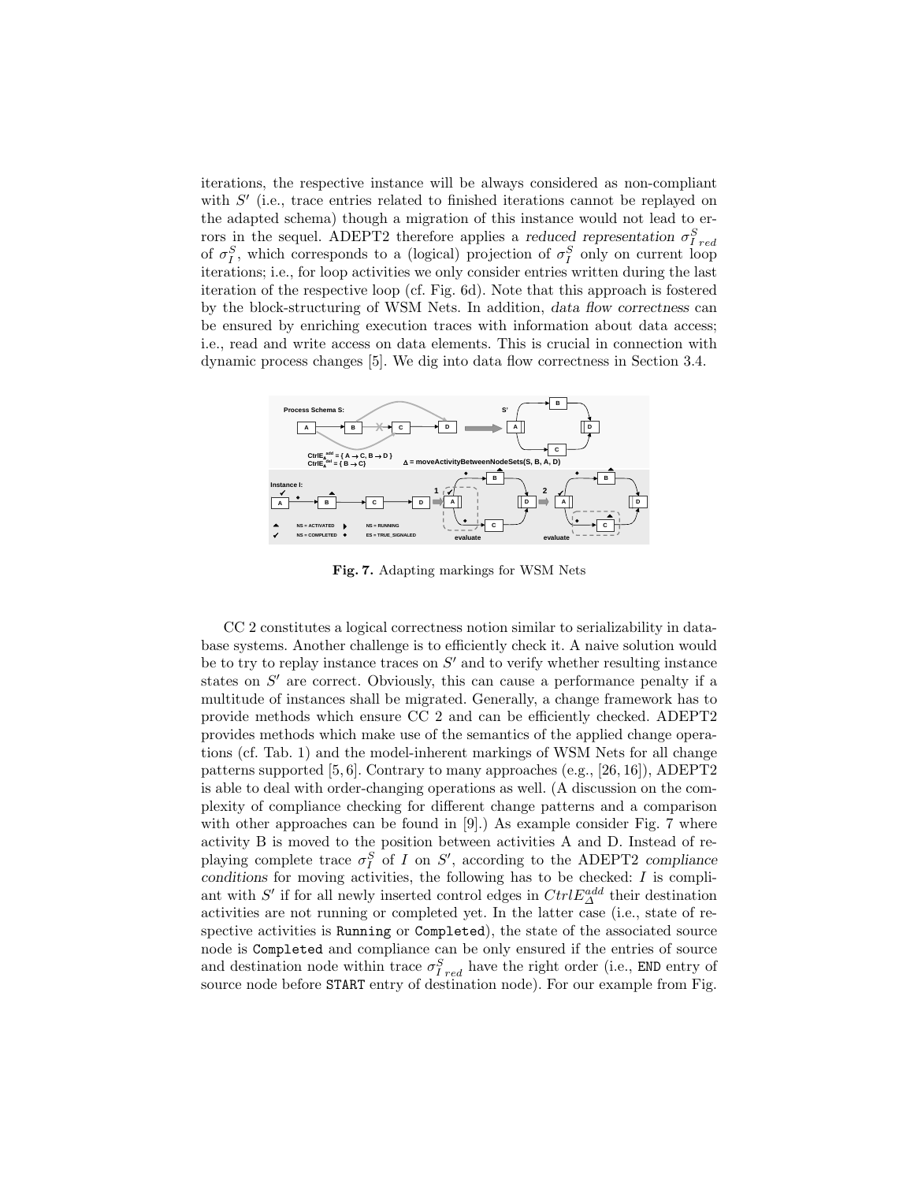iterations, the respective instance will be always considered as non-compliant with $S'$ (i.e., trace entries related to finished iterations cannot be replayed on the adapted schema) though a migration of this instance would not lead to errors in the sequel. ADEPT2 therefore applies a *reduced representation* $\sigma^S_{I\,red}$ of $\sigma^S_I$, which corresponds to a (logical) projection of $\sigma^S_I$ only on current loop iterations; i.e., for loop activities we only consider entries written during the last iteration of the respective loop (cf. Fig. 6d). Note that this approach is fostered by the block-structuring of WSM Nets. In addition, *data flow correctness* can be ensured by enriching execution traces with information about data access; i.e., read and write access on data elements. This is crucial in connection with dynamic process changes [5]. We dig into data flow correctness in Section 3.4.

**Fig. 7.** Adapting markings for WSM Nets

CC 2 constitutes a logical correctness notion similar to serializability in database systems. Another challenge is to efficiently check it. A naive solution would be to try to replay instance traces on $S'$ and to verify whether resulting instance states on $S'$ are correct. Obviously, this can cause a performance penalty if a multitude of instances shall be migrated. Generally, a change framework has to provide methods which ensure CC 2 and can be efficiently checked. ADEPT2 provides methods which make use of the semantics of the applied change operations (cf. Tab. 1) and the model-inherent markings of WSM Nets for all change patterns supported [5, 6]. Contrary to many approaches (e.g., [26, 16]), ADEPT2 is able to deal with order-changing operations as well. (A discussion on the complexity of compliance checking for different change patterns and a comparison with other approaches can be found in [9].) As example consider Fig. 7 where activity B is moved to the position between activities A and D. Instead of replaying complete trace $\sigma^S_I$ of $I$ on $S'$, according to the ADEPT2 *compliance conditions* for moving activities, the following has to be checked: $I$ is compliant with $S'$ if for all newly inserted control edges in $CtrlE^{add}_{\Delta}$ their destination activities are not running or completed yet. In the latter case (i.e., state of respective activities is `Running` or `Completed`), the state of the associated source node is `Completed` and compliance can be only ensured if the entries of source and destination node within trace $\sigma^S_{I\,red}$ have the right order (i.e., `END` entry of source node before `START` entry of destination node). For our example from Fig.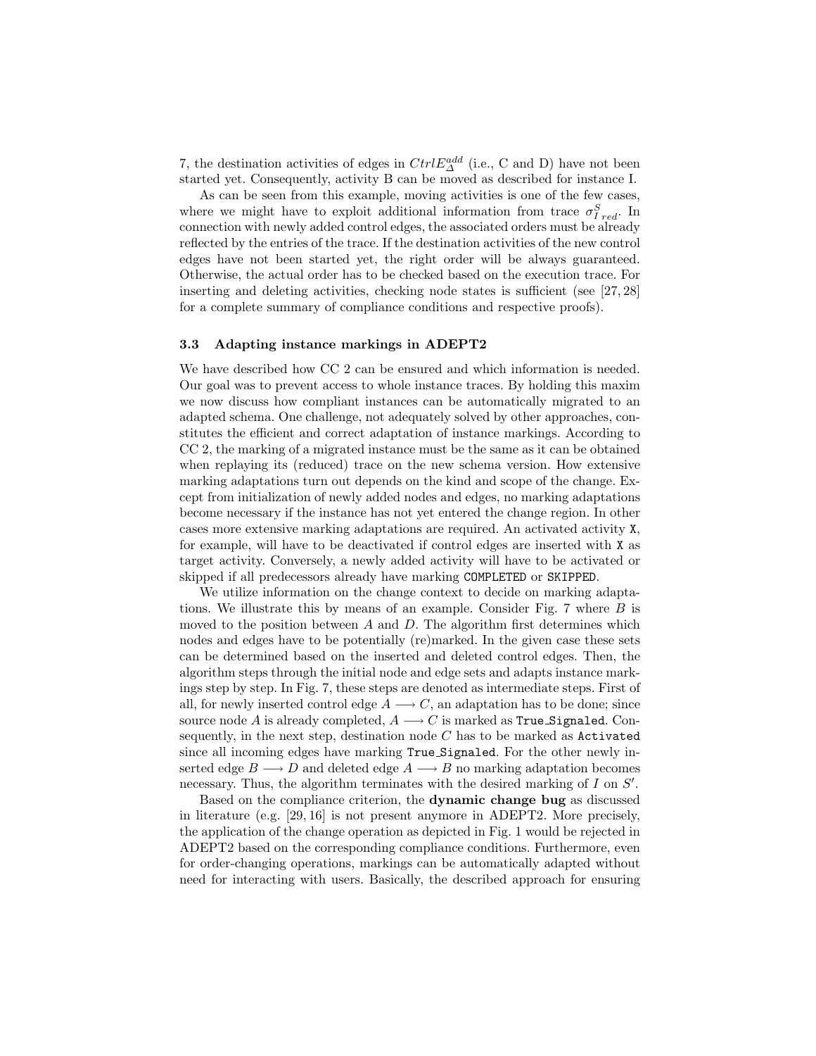7, the destination activities of edges in $CtrlE_{\Delta}^{add}$ (i.e., C and D) have not been started yet. Consequently, activity B can be moved as described for instance I.

As can be seen from this example, moving activities is one of the few cases, where we might have to exploit additional information from trace $\sigma_{I\ red}^{S}$. In connection with newly added control edges, the associated orders must be already reflected by the entries of the trace. If the destination activities of the new control edges have not been started yet, the right order will be always guaranteed. Otherwise, the actual order has to be checked based on the execution trace. For inserting and deleting activities, checking node states is sufficient (see [27, 28] for a complete summary of compliance conditions and respective proofs).

### 3.3 Adapting instance markings in ADEPT2

We have described how CC 2 can be ensured and which information is needed. Our goal was to prevent access to whole instance traces. By holding this maxim we now discuss how compliant instances can be automatically migrated to an adapted schema. One challenge, not adequately solved by other approaches, constitutes the efficient and correct adaptation of instance markings. According to CC 2, the marking of a migrated instance must be the same as it can be obtained when replaying its (reduced) trace on the new schema version. How extensive marking adaptations turn out depends on the kind and scope of the change. Except from initialization of newly added nodes and edges, no marking adaptations become necessary if the instance has not yet entered the change region. In other cases more extensive marking adaptations are required. An activated activity `X`, for example, will have to be deactivated if control edges are inserted with `X` as target activity. Conversely, a newly added activity will have to be activated or skipped if all predecessors already have marking `COMPLETED` or `SKIPPED`.

We utilize information on the change context to decide on marking adaptations. We illustrate this by means of an example. Consider Fig. 7 where $B$ is moved to the position between $A$ and $D$. The algorithm first determines which nodes and edges have to be potentially (re)marked. In the given case these sets can be determined based on the inserted and deleted control edges. Then, the algorithm steps through the initial node and edge sets and adapts instance markings step by step. In Fig. 7, these steps are denoted as intermediate steps. First of all, for newly inserted control edge $A \longrightarrow C$, an adaptation has to be done; since source node $A$ is already completed, $A \longrightarrow C$ is marked as `True_Signaled`. Consequently, in the next step, destination node $C$ has to be marked as `Activated` since all incoming edges have marking `True_Signaled`. For the other newly inserted edge $B \longrightarrow D$ and deleted edge $A \longrightarrow B$ no marking adaptation becomes necessary. Thus, the algorithm terminates with the desired marking of $I$ on $S'$.

Based on the compliance criterion, the **dynamic change bug** as discussed in literature (e.g. [29, 16] is not present anymore in ADEPT2. More precisely, the application of the change operation as depicted in Fig. 1 would be rejected in ADEPT2 based on the corresponding compliance conditions. Furthermore, even for order-changing operations, markings can be automatically adapted without need for interacting with users. Basically, the described approach for ensuring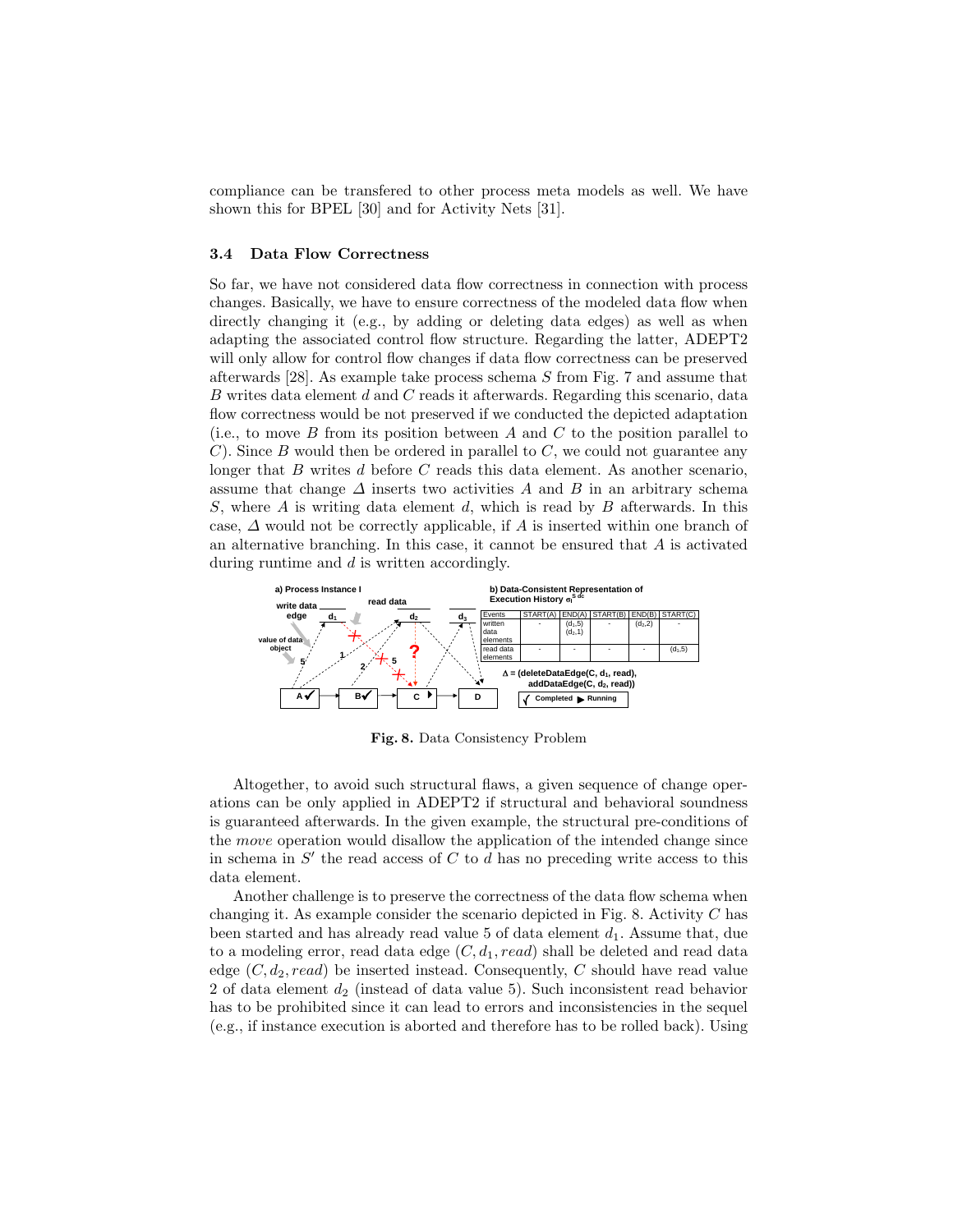compliance can be transfered to other process meta models as well. We have shown this for BPEL [30] and for Activity Nets [31].

### 3.4 Data Flow Correctness

So far, we have not considered data flow correctness in connection with process changes. Basically, we have to ensure correctness of the modeled data flow when directly changing it (e.g., by adding or deleting data edges) as well as when adapting the associated control flow structure. Regarding the latter, ADEPT2 will only allow for control flow changes if data flow correctness can be preserved afterwards [28]. As example take process schema $S$ from Fig. 7 and assume that $B$ writes data element $d$ and $C$ reads it afterwards. Regarding this scenario, data flow correctness would be not preserved if we conducted the depicted adaptation (i.e., to move $B$ from its position between $A$ and $C$ to the position parallel to $C$). Since $B$ would then be ordered in parallel to $C$, we could not guarantee any longer that $B$ writes $d$ before $C$ reads this data element. As another scenario, assume that change $\Delta$ inserts two activities $A$ and $B$ in an arbitrary schema $S$, where $A$ is writing data element $d$, which is read by $B$ afterwards. In this case, $\Delta$ would not be correctly applicable, if $A$ is inserted within one branch of an alternative branching. In this case, it cannot be ensured that $A$ is activated during runtime and $d$ is written accordingly.

**a) Process Instance I**

**b) Data-Consistent Representation of Execution History $\sigma_I^{S\,dc}$**

| Events | START(A) | END(A) | START(B) | END(B) | START(C) |
|---|---|---|---|---|---|
| written data elements | - | ($d_1$,5) ($d_2$,1) | - | ($d_2$,2) | - |
| read data elements | - | - | - | - | ($d_1$,5) |

$\Delta$ = (deleteDataEdge(C, $d_1$, read), addDataEdge(C, $d_2$, read))

**Fig. 8.** Data Consistency Problem

Altogether, to avoid such structural flaws, a given sequence of change operations can be only applied in ADEPT2 if structural and behavioral soundness is guaranteed afterwards. In the given example, the structural pre-conditions of the *move* operation would disallow the application of the intended change since in schema in $S'$ the read access of $C$ to $d$ has no preceding write access to this data element.

Another challenge is to preserve the correctness of the data flow schema when changing it. As example consider the scenario depicted in Fig. 8. Activity $C$ has been started and has already read value 5 of data element $d_1$. Assume that, due to a modeling error, read data edge $(C, d_1, read)$ shall be deleted and read data edge $(C, d_2, read)$ be inserted instead. Consequently, $C$ should have read value 2 of data element $d_2$ (instead of data value 5). Such inconsistent read behavior has to be prohibited since it can lead to errors and inconsistencies in the sequel (e.g., if instance execution is aborted and therefore has to be rolled back). Using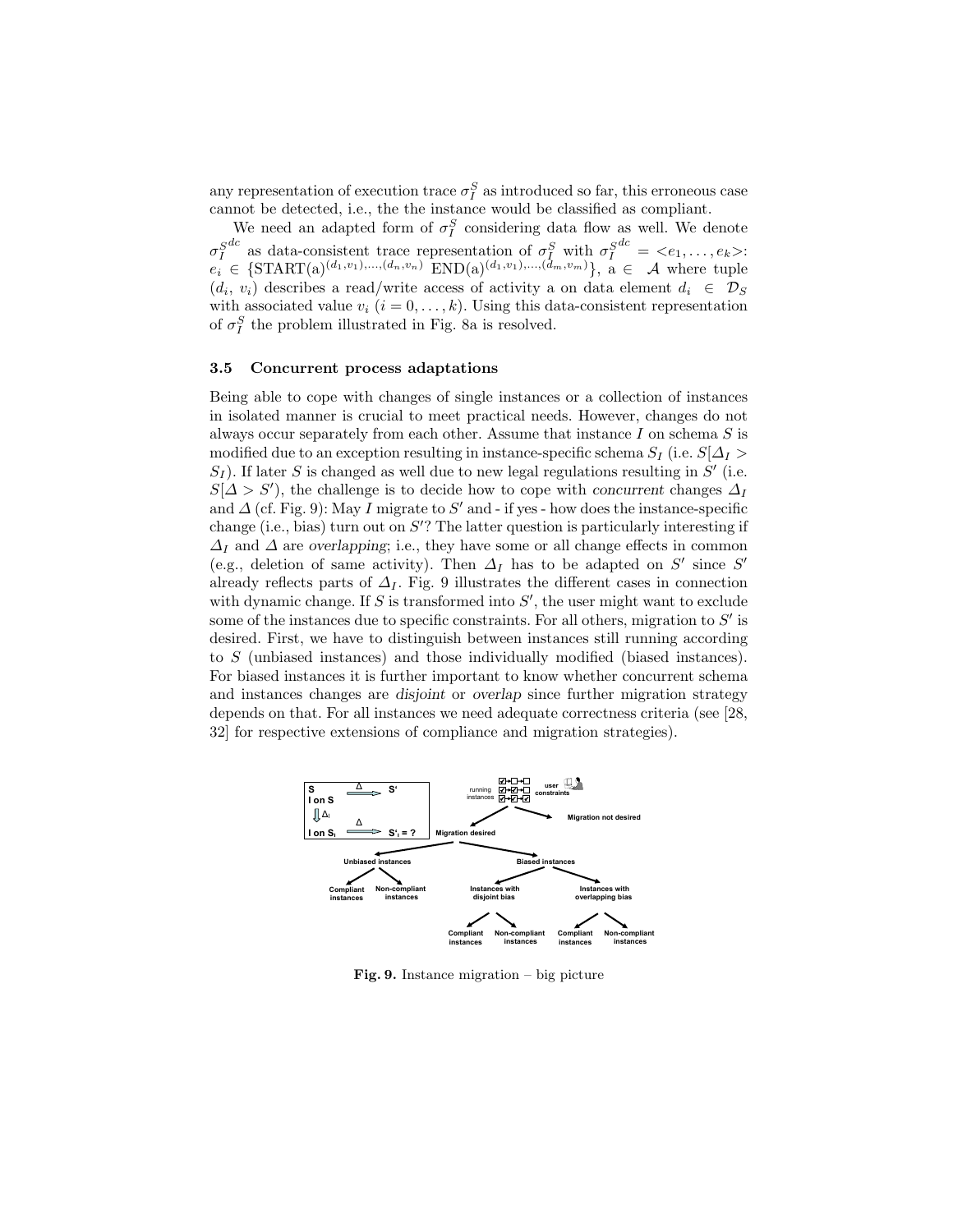any representation of execution trace $\sigma_I^S$ as introduced so far, this erroneous case cannot be detected, i.e., the the instance would be classified as compliant.

We need an adapted form of $\sigma_I^S$ considering data flow as well. We denote $\sigma_I^{S^{dc}}$ as data-consistent trace representation of $\sigma_I^S$ with $\sigma_I^{S^{dc}} = <e_1, \ldots, e_k>$: $e_i \in \{\text{START}(a)^{(d_1,v_1),\ldots,(d_n,v_n)}\ \text{END}(a)^{(d_1,v_1),\ldots,(d_m,v_m)}\}$, a $\in \mathcal{A}$ where tuple $(d_i, v_i)$ describes a read/write access of activity a on data element $d_i \in \mathcal{D}_S$ with associated value $v_i$ $(i = 0, \ldots, k)$. Using this data-consistent representation of $\sigma_I^S$ the problem illustrated in Fig. 8a is resolved.

### 3.5 Concurrent process adaptations

Being able to cope with changes of single instances or a collection of instances in isolated manner is crucial to meet practical needs. However, changes do not always occur separately from each other. Assume that instance $I$ on schema $S$ is modified due to an exception resulting in instance-specific schema $S_I$ (i.e. $S[\Delta_I > S_I)$. If later $S$ is changed as well due to new legal regulations resulting in $S'$ (i.e. $S[\Delta > S')$, the challenge is to decide how to cope with *concurrent* changes $\Delta_I$ and $\Delta$ (cf. Fig. 9): May $I$ migrate to $S'$ and - if yes - how does the instance-specific change (i.e., bias) turn out on $S'$? The latter question is particularly interesting if $\Delta_I$ and $\Delta$ are *overlapping*; i.e., they have some or all change effects in common (e.g., deletion of same activity). Then $\Delta_I$ has to be adapted on $S'$ since $S'$ already reflects parts of $\Delta_I$. Fig. 9 illustrates the different cases in connection with dynamic change. If $S$ is transformed into $S'$, the user might want to exclude some of the instances due to specific constraints. For all others, migration to $S'$ is desired. First, we have to distinguish between instances still running according to $S$ (unbiased instances) and those individually modified (biased instances). For biased instances it is further important to know whether concurrent schema and instances changes are *disjoint* or *overlap* since further migration strategy depends on that. For all instances we need adequate correctness criteria (see [28, 32] for respective extensions of compliance and migration strategies).

**Fig. 9.** Instance migration – big picture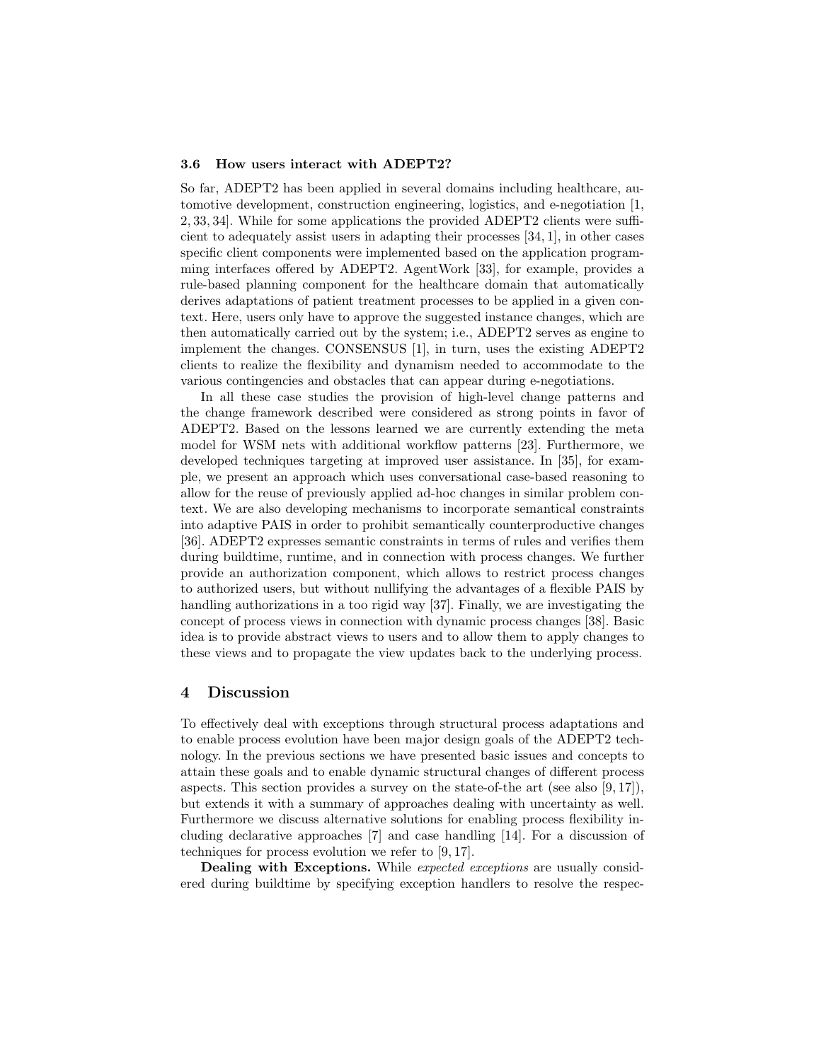### 3.6 How users interact with ADEPT2?

So far, ADEPT2 has been applied in several domains including healthcare, automotive development, construction engineering, logistics, and e-negotiation [1, 2, 33, 34]. While for some applications the provided ADEPT2 clients were sufficient to adequately assist users in adapting their processes [34, 1], in other cases specific client components were implemented based on the application programming interfaces offered by ADEPT2. AgentWork [33], for example, provides a rule-based planning component for the healthcare domain that automatically derives adaptations of patient treatment processes to be applied in a given context. Here, users only have to approve the suggested instance changes, which are then automatically carried out by the system; i.e., ADEPT2 serves as engine to implement the changes. CONSENSUS [1], in turn, uses the existing ADEPT2 clients to realize the flexibility and dynamism needed to accommodate to the various contingencies and obstacles that can appear during e-negotiations.

In all these case studies the provision of high-level change patterns and the change framework described were considered as strong points in favor of ADEPT2. Based on the lessons learned we are currently extending the meta model for WSM nets with additional workflow patterns [23]. Furthermore, we developed techniques targeting at improved user assistance. In [35], for example, we present an approach which uses conversational case-based reasoning to allow for the reuse of previously applied ad-hoc changes in similar problem context. We are also developing mechanisms to incorporate semantical constraints into adaptive PAIS in order to prohibit semantically counterproductive changes [36]. ADEPT2 expresses semantic constraints in terms of rules and verifies them during buildtime, runtime, and in connection with process changes. We further provide an authorization component, which allows to restrict process changes to authorized users, but without nullifying the advantages of a flexible PAIS by handling authorizations in a too rigid way [37]. Finally, we are investigating the concept of process views in connection with dynamic process changes [38]. Basic idea is to provide abstract views to users and to allow them to apply changes to these views and to propagate the view updates back to the underlying process.

## 4 Discussion

To effectively deal with exceptions through structural process adaptations and to enable process evolution have been major design goals of the ADEPT2 technology. In the previous sections we have presented basic issues and concepts to attain these goals and to enable dynamic structural changes of different process aspects. This section provides a survey on the state-of-the art (see also [9, 17]), but extends it with a summary of approaches dealing with uncertainty as well. Furthermore we discuss alternative solutions for enabling process flexibility including declarative approaches [7] and case handling [14]. For a discussion of techniques for process evolution we refer to [9, 17].

**Dealing with Exceptions.** While *expected exceptions* are usually considered during buildtime by specifying exception handlers to resolve the respec-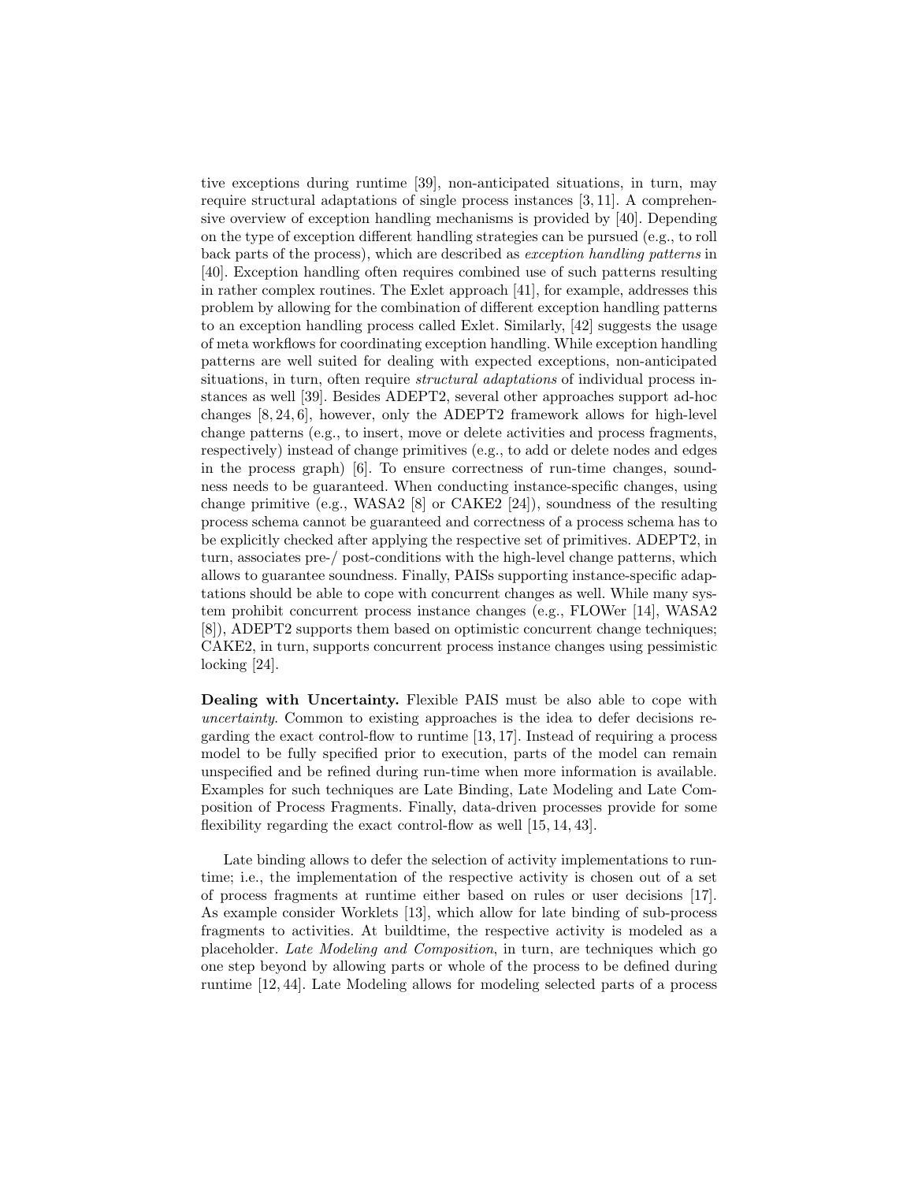tive exceptions during runtime [39], non-anticipated situations, in turn, may require structural adaptations of single process instances [3, 11]. A comprehensive overview of exception handling mechanisms is provided by [40]. Depending on the type of exception different handling strategies can be pursued (e.g., to roll back parts of the process), which are described as *exception handling patterns* in [40]. Exception handling often requires combined use of such patterns resulting in rather complex routines. The Exlet approach [41], for example, addresses this problem by allowing for the combination of different exception handling patterns to an exception handling process called Exlet. Similarly, [42] suggests the usage of meta workflows for coordinating exception handling. While exception handling patterns are well suited for dealing with expected exceptions, non-anticipated situations, in turn, often require *structural adaptations* of individual process instances as well [39]. Besides ADEPT2, several other approaches support ad-hoc changes [8, 24, 6], however, only the ADEPT2 framework allows for high-level change patterns (e.g., to insert, move or delete activities and process fragments, respectively) instead of change primitives (e.g., to add or delete nodes and edges in the process graph) [6]. To ensure correctness of run-time changes, soundness needs to be guaranteed. When conducting instance-specific changes, using change primitive (e.g., WASA2 [8] or CAKE2 [24]), soundness of the resulting process schema cannot be guaranteed and correctness of a process schema has to be explicitly checked after applying the respective set of primitives. ADEPT2, in turn, associates pre-/ post-conditions with the high-level change patterns, which allows to guarantee soundness. Finally, PAISs supporting instance-specific adaptations should be able to cope with concurrent changes as well. While many system prohibit concurrent process instance changes (e.g., FLOWer [14], WASA2 [8]), ADEPT2 supports them based on optimistic concurrent change techniques; CAKE2, in turn, supports concurrent process instance changes using pessimistic locking [24].

**Dealing with Uncertainty.** Flexible PAIS must be also able to cope with *uncertainty*. Common to existing approaches is the idea to defer decisions regarding the exact control-flow to runtime [13, 17]. Instead of requiring a process model to be fully specified prior to execution, parts of the model can remain unspecified and be refined during run-time when more information is available. Examples for such techniques are Late Binding, Late Modeling and Late Composition of Process Fragments. Finally, data-driven processes provide for some flexibility regarding the exact control-flow as well [15, 14, 43].

Late binding allows to defer the selection of activity implementations to runtime; i.e., the implementation of the respective activity is chosen out of a set of process fragments at runtime either based on rules or user decisions [17]. As example consider Worklets [13], which allow for late binding of sub-process fragments to activities. At buildtime, the respective activity is modeled as a placeholder. *Late Modeling and Composition*, in turn, are techniques which go one step beyond by allowing parts or whole of the process to be defined during runtime [12, 44]. Late Modeling allows for modeling selected parts of a process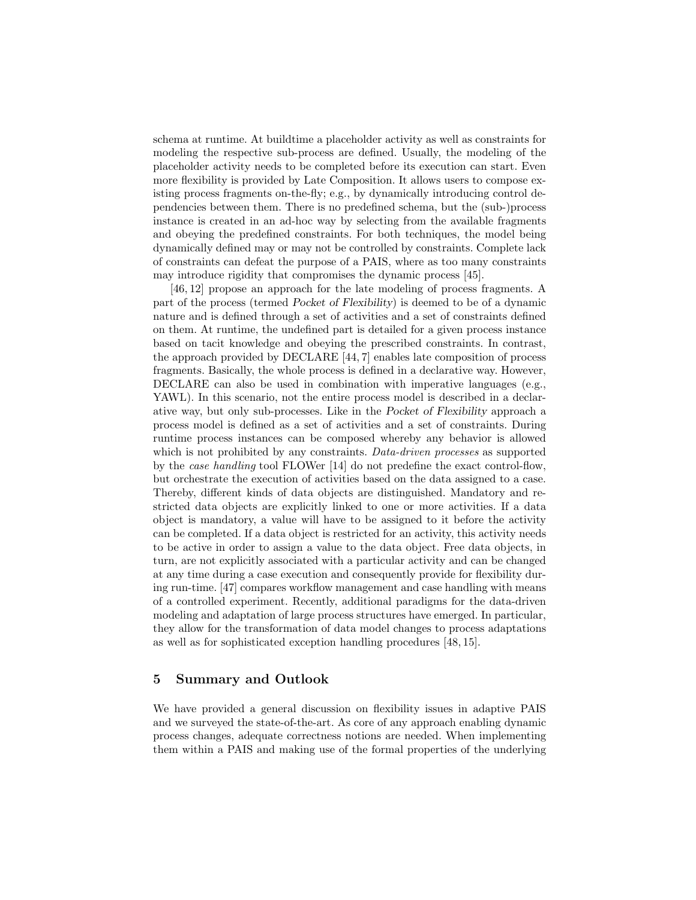schema at runtime. At buildtime a placeholder activity as well as constraints for modeling the respective sub-process are defined. Usually, the modeling of the placeholder activity needs to be completed before its execution can start. Even more flexibility is provided by Late Composition. It allows users to compose existing process fragments on-the-fly; e.g., by dynamically introducing control dependencies between them. There is no predefined schema, but the (sub-)process instance is created in an ad-hoc way by selecting from the available fragments and obeying the predefined constraints. For both techniques, the model being dynamically defined may or may not be controlled by constraints. Complete lack of constraints can defeat the purpose of a PAIS, where as too many constraints may introduce rigidity that compromises the dynamic process [45].

[46, 12] propose an approach for the late modeling of process fragments. A part of the process (termed *Pocket of Flexibility*) is deemed to be of a dynamic nature and is defined through a set of activities and a set of constraints defined on them. At runtime, the undefined part is detailed for a given process instance based on tacit knowledge and obeying the prescribed constraints. In contrast, the approach provided by DECLARE [44, 7] enables late composition of process fragments. Basically, the whole process is defined in a declarative way. However, DECLARE can also be used in combination with imperative languages (e.g., YAWL). In this scenario, not the entire process model is described in a declarative way, but only sub-processes. Like in the *Pocket of Flexibility* approach a process model is defined as a set of activities and a set of constraints. During runtime process instances can be composed whereby any behavior is allowed which is not prohibited by any constraints. *Data-driven processes* as supported by the *case handling* tool FLOWer [14] do not predefine the exact control-flow, but orchestrate the execution of activities based on the data assigned to a case. Thereby, different kinds of data objects are distinguished. Mandatory and restricted data objects are explicitly linked to one or more activities. If a data object is mandatory, a value will have to be assigned to it before the activity can be completed. If a data object is restricted for an activity, this activity needs to be active in order to assign a value to the data object. Free data objects, in turn, are not explicitly associated with a particular activity and can be changed at any time during a case execution and consequently provide for flexibility during run-time. [47] compares workflow management and case handling with means of a controlled experiment. Recently, additional paradigms for the data-driven modeling and adaptation of large process structures have emerged. In particular, they allow for the transformation of data model changes to process adaptations as well as for sophisticated exception handling procedures [48, 15].

## 5 Summary and Outlook

We have provided a general discussion on flexibility issues in adaptive PAIS and we surveyed the state-of-the-art. As core of any approach enabling dynamic process changes, adequate correctness notions are needed. When implementing them within a PAIS and making use of the formal properties of the underlying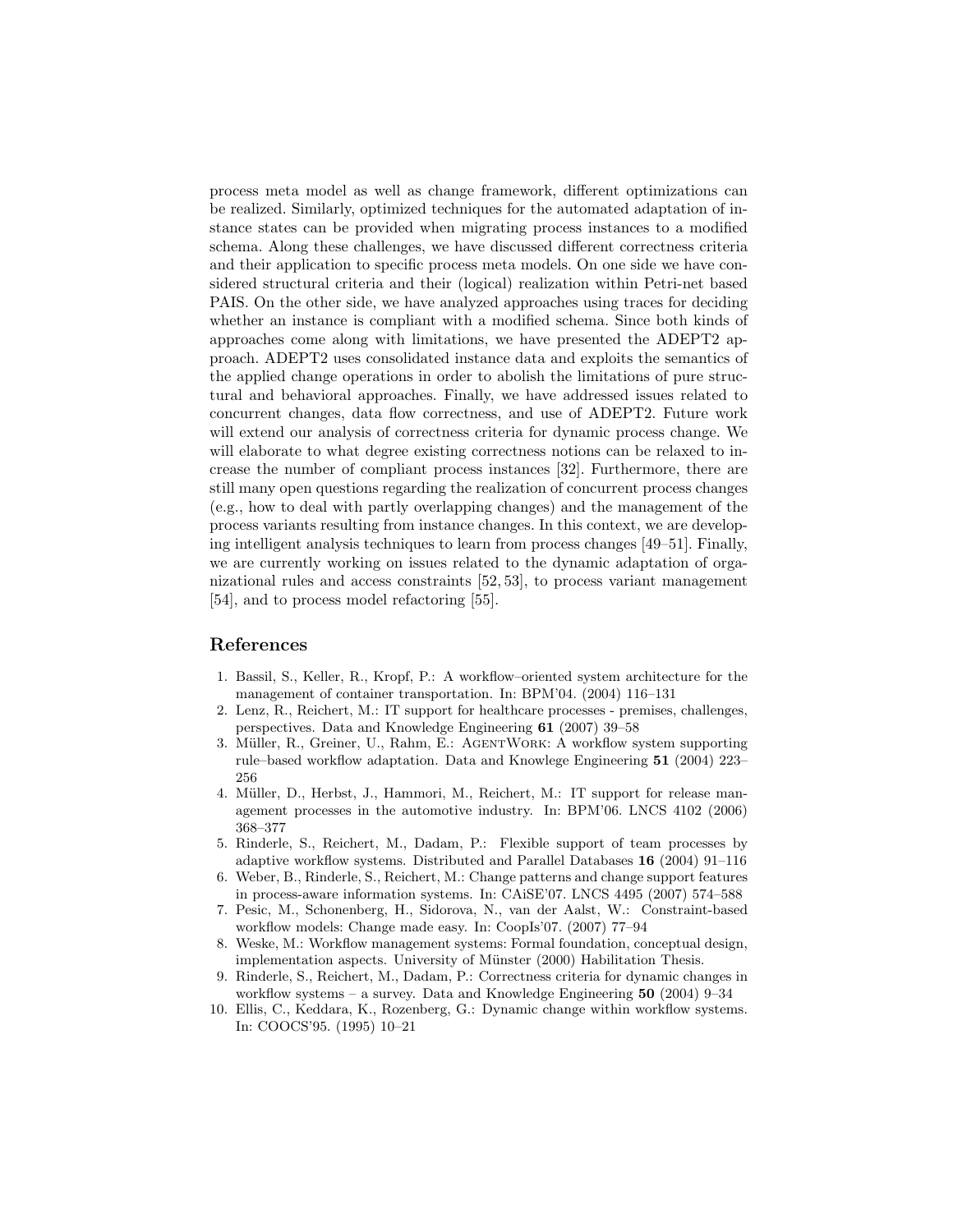process meta model as well as change framework, different optimizations can be realized. Similarly, optimized techniques for the automated adaptation of instance states can be provided when migrating process instances to a modified schema. Along these challenges, we have discussed different correctness criteria and their application to specific process meta models. On one side we have considered structural criteria and their (logical) realization within Petri-net based PAIS. On the other side, we have analyzed approaches using traces for deciding whether an instance is compliant with a modified schema. Since both kinds of approaches come along with limitations, we have presented the ADEPT2 approach. ADEPT2 uses consolidated instance data and exploits the semantics of the applied change operations in order to abolish the limitations of pure structural and behavioral approaches. Finally, we have addressed issues related to concurrent changes, data flow correctness, and use of ADEPT2. Future work will extend our analysis of correctness criteria for dynamic process change. We will elaborate to what degree existing correctness notions can be relaxed to increase the number of compliant process instances [32]. Furthermore, there are still many open questions regarding the realization of concurrent process changes (e.g., how to deal with partly overlapping changes) and the management of the process variants resulting from instance changes. In this context, we are developing intelligent analysis techniques to learn from process changes [49–51]. Finally, we are currently working on issues related to the dynamic adaptation of organizational rules and access constraints [52, 53], to process variant management [54], and to process model refactoring [55].

## References

1. Bassil, S., Keller, R., Kropf, P.: A workflow–oriented system architecture for the management of container transportation. In: BPM'04. (2004) 116–131
2. Lenz, R., Reichert, M.: IT support for healthcare processes - premises, challenges, perspectives. Data and Knowledge Engineering **61** (2007) 39–58
3. Müller, R., Greiner, U., Rahm, E.: AgentWork: A workflow system supporting rule–based workflow adaptation. Data and Knowlege Engineering **51** (2004) 223–256
4. Müller, D., Herbst, J., Hammori, M., Reichert, M.: IT support for release management processes in the automotive industry. In: BPM'06. LNCS 4102 (2006) 368–377
5. Rinderle, S., Reichert, M., Dadam, P.: Flexible support of team processes by adaptive workflow systems. Distributed and Parallel Databases **16** (2004) 91–116
6. Weber, B., Rinderle, S., Reichert, M.: Change patterns and change support features in process-aware information systems. In: CAiSE'07. LNCS 4495 (2007) 574–588
7. Pesic, M., Schonenberg, H., Sidorova, N., van der Aalst, W.: Constraint-based workflow models: Change made easy. In: CoopIs'07. (2007) 77–94
8. Weske, M.: Workflow management systems: Formal foundation, conceptual design, implementation aspects. University of Münster (2000) Habilitation Thesis.
9. Rinderle, S., Reichert, M., Dadam, P.: Correctness criteria for dynamic changes in workflow systems – a survey. Data and Knowledge Engineering **50** (2004) 9–34
10. Ellis, C., Keddara, K., Rozenberg, G.: Dynamic change within workflow systems. In: COOCS'95. (1995) 10–21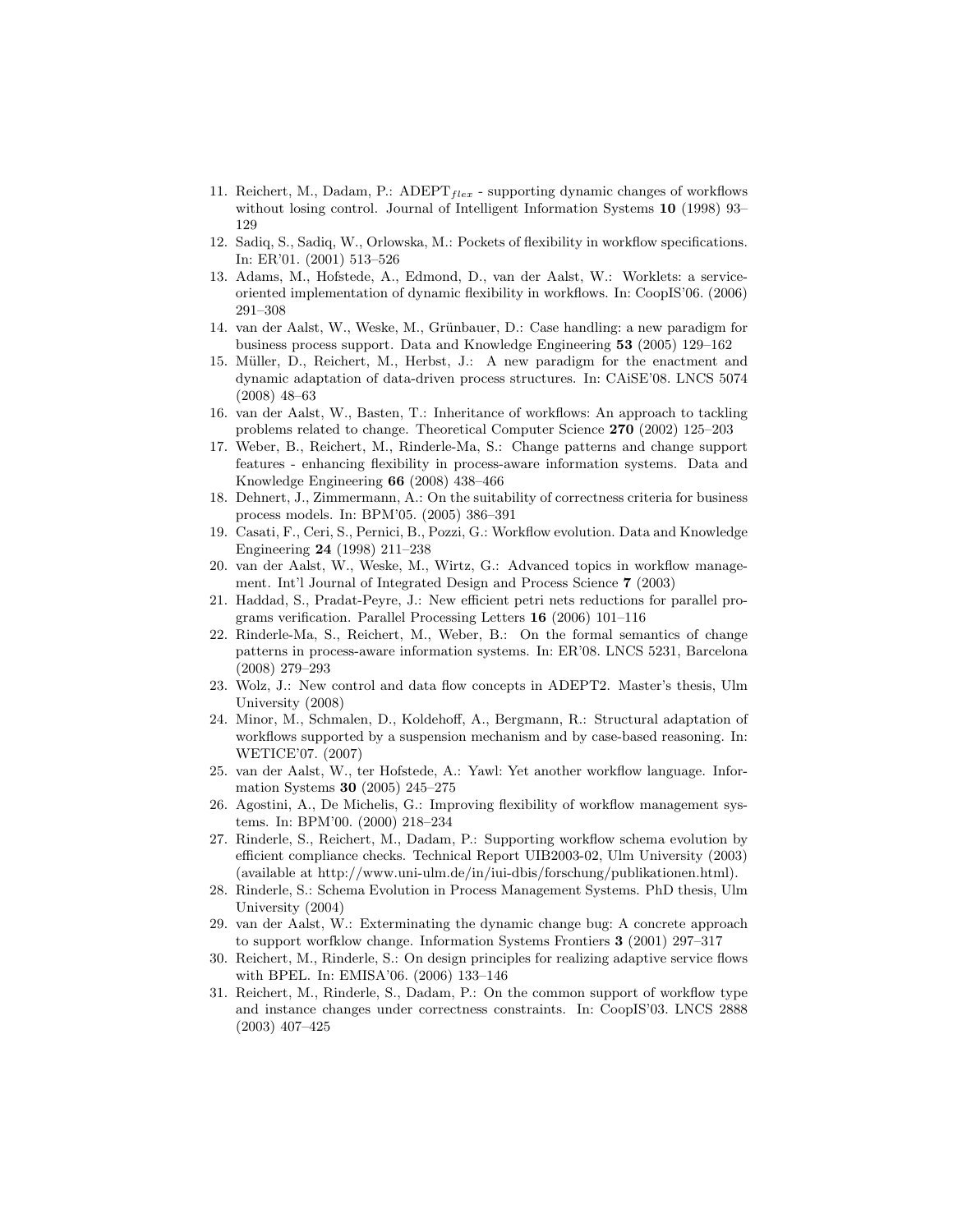11. Reichert, M., Dadam, P.: ADEPT$_{flex}$ - supporting dynamic changes of workflows without losing control. Journal of Intelligent Information Systems **10** (1998) 93–129
12. Sadiq, S., Sadiq, W., Orlowska, M.: Pockets of flexibility in workflow specifications. In: ER'01. (2001) 513–526
13. Adams, M., Hofstede, A., Edmond, D., van der Aalst, W.: Worklets: a service-oriented implementation of dynamic flexibility in workflows. In: CoopIS'06. (2006) 291–308
14. van der Aalst, W., Weske, M., Grünbauer, D.: Case handling: a new paradigm for business process support. Data and Knowledge Engineering **53** (2005) 129–162
15. Müller, D., Reichert, M., Herbst, J.: A new paradigm for the enactment and dynamic adaptation of data-driven process structures. In: CAiSE'08. LNCS 5074 (2008) 48–63
16. van der Aalst, W., Basten, T.: Inheritance of workflows: An approach to tackling problems related to change. Theoretical Computer Science **270** (2002) 125–203
17. Weber, B., Reichert, M., Rinderle-Ma, S.: Change patterns and change support features - enhancing flexibility in process-aware information systems. Data and Knowledge Engineering **66** (2008) 438–466
18. Dehnert, J., Zimmermann, A.: On the suitability of correctness criteria for business process models. In: BPM'05. (2005) 386–391
19. Casati, F., Ceri, S., Pernici, B., Pozzi, G.: Workflow evolution. Data and Knowledge Engineering **24** (1998) 211–238
20. van der Aalst, W., Weske, M., Wirtz, G.: Advanced topics in workflow management. Int'l Journal of Integrated Design and Process Science **7** (2003)
21. Haddad, S., Pradat-Peyre, J.: New efficient petri nets reductions for parallel programs verification. Parallel Processing Letters **16** (2006) 101–116
22. Rinderle-Ma, S., Reichert, M., Weber, B.: On the formal semantics of change patterns in process-aware information systems. In: ER'08. LNCS 5231, Barcelona (2008) 279–293
23. Wolz, J.: New control and data flow concepts in ADEPT2. Master's thesis, Ulm University (2008)
24. Minor, M., Schmalen, D., Koldehoff, A., Bergmann, R.: Structural adaptation of workflows supported by a suspension mechanism and by case-based reasoning. In: WETICE'07. (2007)
25. van der Aalst, W., ter Hofstede, A.: Yawl: Yet another workflow language. Information Systems **30** (2005) 245–275
26. Agostini, A., De Michelis, G.: Improving flexibility of workflow management systems. In: BPM'00. (2000) 218–234
27. Rinderle, S., Reichert, M., Dadam, P.: Supporting workflow schema evolution by efficient compliance checks. Technical Report UIB2003-02, Ulm University (2003) (available at http://www.uni-ulm.de/in/iui-dbis/forschung/publikationen.html).
28. Rinderle, S.: Schema Evolution in Process Management Systems. PhD thesis, Ulm University (2004)
29. van der Aalst, W.: Exterminating the dynamic change bug: A concrete approach to support worfklow change. Information Systems Frontiers **3** (2001) 297–317
30. Reichert, M., Rinderle, S.: On design principles for realizing adaptive service flows with BPEL. In: EMISA'06. (2006) 133–146
31. Reichert, M., Rinderle, S., Dadam, P.: On the common support of workflow type and instance changes under correctness constraints. In: CoopIS'03. LNCS 2888 (2003) 407–425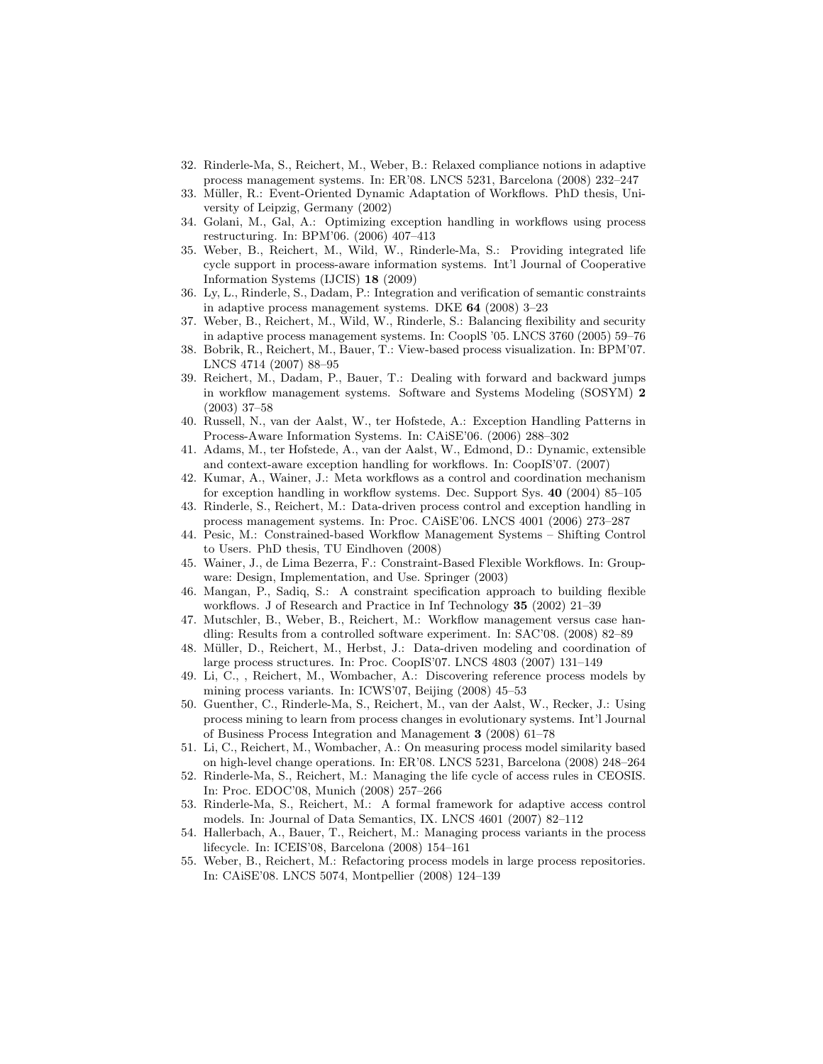32. Rinderle-Ma, S., Reichert, M., Weber, B.: Relaxed compliance notions in adaptive process management systems. In: ER'08. LNCS 5231, Barcelona (2008) 232–247
33. Müller, R.: Event-Oriented Dynamic Adaptation of Workflows. PhD thesis, University of Leipzig, Germany (2002)
34. Golani, M., Gal, A.: Optimizing exception handling in workflows using process restructuring. In: BPM'06. (2006) 407–413
35. Weber, B., Reichert, M., Wild, W., Rinderle-Ma, S.: Providing integrated life cycle support in process-aware information systems. Int'l Journal of Cooperative Information Systems (IJCIS) **18** (2009)
36. Ly, L., Rinderle, S., Dadam, P.: Integration and verification of semantic constraints in adaptive process management systems. DKE **64** (2008) 3–23
37. Weber, B., Reichert, M., Wild, W., Rinderle, S.: Balancing flexibility and security in adaptive process management systems. In: CooplS '05. LNCS 3760 (2005) 59–76
38. Bobrik, R., Reichert, M., Bauer, T.: View-based process visualization. In: BPM'07. LNCS 4714 (2007) 88–95
39. Reichert, M., Dadam, P., Bauer, T.: Dealing with forward and backward jumps in workflow management systems. Software and Systems Modeling (SOSYM) **2** (2003) 37–58
40. Russell, N., van der Aalst, W., ter Hofstede, A.: Exception Handling Patterns in Process-Aware Information Systems. In: CAiSE'06. (2006) 288–302
41. Adams, M., ter Hofstede, A., van der Aalst, W., Edmond, D.: Dynamic, extensible and context-aware exception handling for workflows. In: CoopIS'07. (2007)
42. Kumar, A., Wainer, J.: Meta workflows as a control and coordination mechanism for exception handling in workflow systems. Dec. Support Sys. **40** (2004) 85–105
43. Rinderle, S., Reichert, M.: Data-driven process control and exception handling in process management systems. In: Proc. CAiSE'06. LNCS 4001 (2006) 273–287
44. Pesic, M.: Constrained-based Workflow Management Systems – Shifting Control to Users. PhD thesis, TU Eindhoven (2008)
45. Wainer, J., de Lima Bezerra, F.: Constraint-Based Flexible Workflows. In: Groupware: Design, Implementation, and Use. Springer (2003)
46. Mangan, P., Sadiq, S.: A constraint specification approach to building flexible workflows. J of Research and Practice in Inf Technology **35** (2002) 21–39
47. Mutschler, B., Weber, B., Reichert, M.: Workflow management versus case handling: Results from a controlled software experiment. In: SAC'08. (2008) 82–89
48. Müller, D., Reichert, M., Herbst, J.: Data-driven modeling and coordination of large process structures. In: Proc. CoopIS'07. LNCS 4803 (2007) 131–149
49. Li, C., , Reichert, M., Wombacher, A.: Discovering reference process models by mining process variants. In: ICWS'07, Beijing (2008) 45–53
50. Guenther, C., Rinderle-Ma, S., Reichert, M., van der Aalst, W., Recker, J.: Using process mining to learn from process changes in evolutionary systems. Int'l Journal of Business Process Integration and Management **3** (2008) 61–78
51. Li, C., Reichert, M., Wombacher, A.: On measuring process model similarity based on high-level change operations. In: ER'08. LNCS 5231, Barcelona (2008) 248–264
52. Rinderle-Ma, S., Reichert, M.: Managing the life cycle of access rules in CEOSIS. In: Proc. EDOC'08, Munich (2008) 257–266
53. Rinderle-Ma, S., Reichert, M.: A formal framework for adaptive access control models. In: Journal of Data Semantics, IX. LNCS 4601 (2007) 82–112
54. Hallerbach, A., Bauer, T., Reichert, M.: Managing process variants in the process lifecycle. In: ICEIS'08, Barcelona (2008) 154–161
55. Weber, B., Reichert, M.: Refactoring process models in large process repositories. In: CAiSE'08. LNCS 5074, Montpellier (2008) 124–139